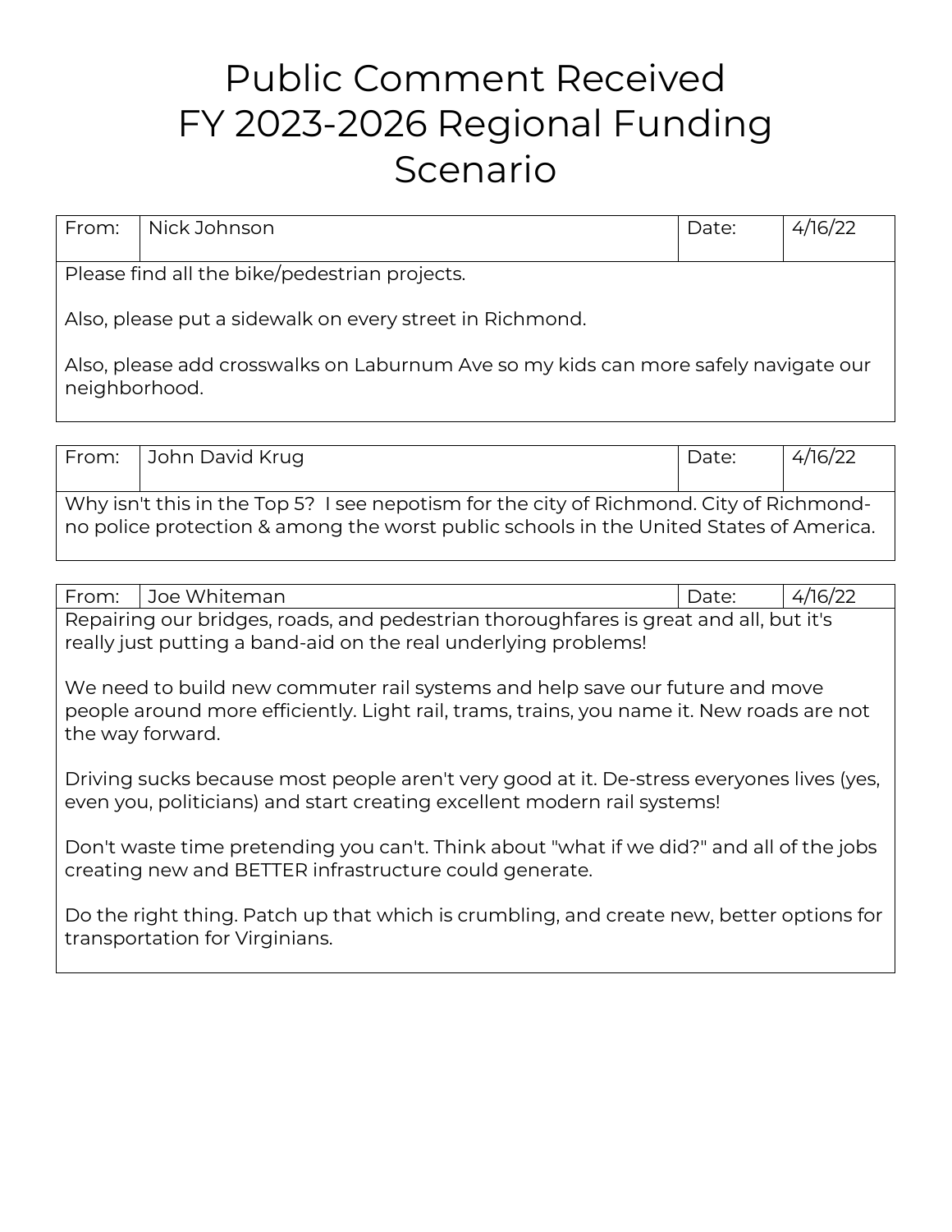# Public Comment Received FY 2023-2026 Regional Funding Scenario

| From: | Nick Johnson | Date: | 4/16/22 |
|---|---|---|---|

Please find all the bike/pedestrian projects.

Also, please put a sidewalk on every street in Richmond.

Also, please add crosswalks on Laburnum Ave so my kids can more safely navigate our neighborhood.

| From: | John David Krug | Date: | 4/16/22 |
|---|---|---|---|

Why isn't this in the Top 5?  I see nepotism for the city of Richmond. City of Richmond- no police protection & among the worst public schools in the United States of America.

| From: | Joe Whiteman | Date: | 4/16/22 |
|---|---|---|---|

Repairing our bridges, roads, and pedestrian thoroughfares is great and all, but it's really just putting a band-aid on the real underlying problems!

We need to build new commuter rail systems and help save our future and move people around more efficiently. Light rail, trams, trains, you name it. New roads are not the way forward.

Driving sucks because most people aren't very good at it. De-stress everyones lives (yes, even you, politicians) and start creating excellent modern rail systems!

Don't waste time pretending you can't. Think about "what if we did?" and all of the jobs creating new and BETTER infrastructure could generate.

Do the right thing. Patch up that which is crumbling, and create new, better options for transportation for Virginians.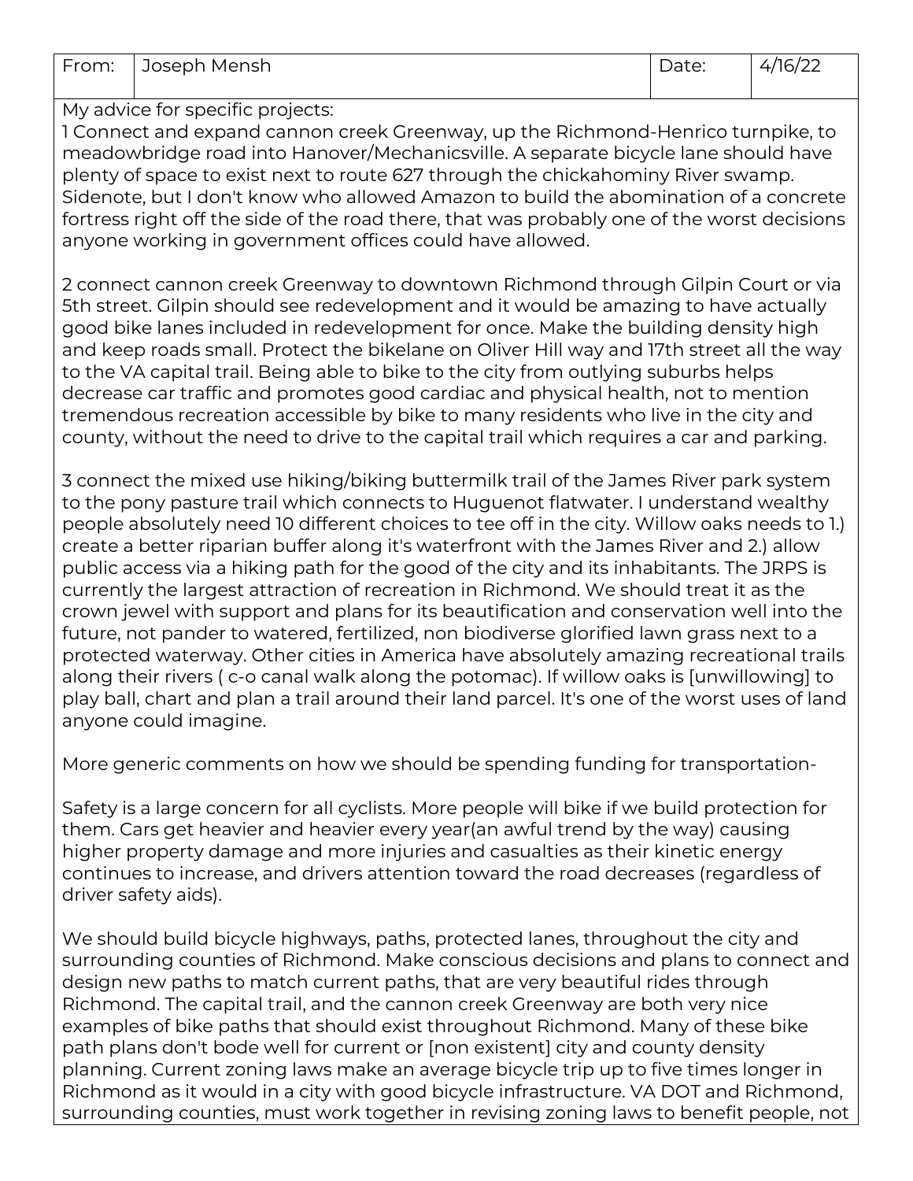| From: | Joseph Mensh | Date: | 4/16/22 |
|---|---|---|---|

My advice for specific projects:
1 Connect and expand cannon creek Greenway, up the Richmond-Henrico turnpike, to meadowbridge road into Hanover/Mechanicsville. A separate bicycle lane should have plenty of space to exist next to route 627 through the chickahominy River swamp. Sidenote, but I don't know who allowed Amazon to build the abomination of a concrete fortress right off the side of the road there, that was probably one of the worst decisions anyone working in government offices could have allowed.

2 connect cannon creek Greenway to downtown Richmond through Gilpin Court or via 5th street. Gilpin should see redevelopment and it would be amazing to have actually good bike lanes included in redevelopment for once. Make the building density high and keep roads small. Protect the bikelane on Oliver Hill way and 17th street all the way to the VA capital trail. Being able to bike to the city from outlying suburbs helps decrease car traffic and promotes good cardiac and physical health, not to mention tremendous recreation accessible by bike to many residents who live in the city and county, without the need to drive to the capital trail which requires a car and parking.

3 connect the mixed use hiking/biking buttermilk trail of the James River park system to the pony pasture trail which connects to Huguenot flatwater. I understand wealthy people absolutely need 10 different choices to tee off in the city. Willow oaks needs to 1.) create a better riparian buffer along it's waterfront with the James River and 2.) allow public access via a hiking path for the good of the city and its inhabitants. The JRPS is currently the largest attraction of recreation in Richmond. We should treat it as the crown jewel with support and plans for its beautification and conservation well into the future, not pander to watered, fertilized, non biodiverse glorified lawn grass next to a protected waterway. Other cities in America have absolutely amazing recreational trails along their rivers ( c-o canal walk along the potomac). If willow oaks is [unwillowing] to play ball, chart and plan a trail around their land parcel. It's one of the worst uses of land anyone could imagine.

More generic comments on how we should be spending funding for transportation-

Safety is a large concern for all cyclists. More people will bike if we build protection for them. Cars get heavier and heavier every year(an awful trend by the way) causing higher property damage and more injuries and casualties as their kinetic energy continues to increase, and drivers attention toward the road decreases (regardless of driver safety aids).

We should build bicycle highways, paths, protected lanes, throughout the city and surrounding counties of Richmond. Make conscious decisions and plans to connect and design new paths to match current paths, that are very beautiful rides through Richmond. The capital trail, and the cannon creek Greenway are both very nice examples of bike paths that should exist throughout Richmond. Many of these bike path plans don't bode well for current or [non existent] city and county density planning. Current zoning laws make an average bicycle trip up to five times longer in Richmond as it would in a city with good bicycle infrastructure. VA DOT and Richmond, surrounding counties, must work together in revising zoning laws to benefit people, not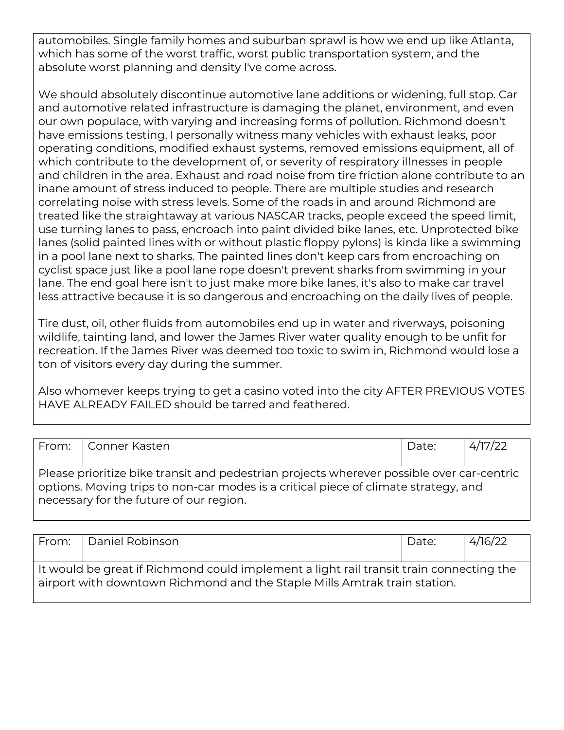automobiles. Single family homes and suburban sprawl is how we end up like Atlanta, which has some of the worst traffic, worst public transportation system, and the absolute worst planning and density I've come across.

We should absolutely discontinue automotive lane additions or widening, full stop. Car and automotive related infrastructure is damaging the planet, environment, and even our own populace, with varying and increasing forms of pollution. Richmond doesn't have emissions testing, I personally witness many vehicles with exhaust leaks, poor operating conditions, modified exhaust systems, removed emissions equipment, all of which contribute to the development of, or severity of respiratory illnesses in people and children in the area. Exhaust and road noise from tire friction alone contribute to an inane amount of stress induced to people. There are multiple studies and research correlating noise with stress levels. Some of the roads in and around Richmond are treated like the straightaway at various NASCAR tracks, people exceed the speed limit, use turning lanes to pass, encroach into paint divided bike lanes, etc. Unprotected bike lanes (solid painted lines with or without plastic floppy pylons) is kinda like a swimming in a pool lane next to sharks. The painted lines don't keep cars from encroaching on cyclist space just like a pool lane rope doesn't prevent sharks from swimming in your lane. The end goal here isn't to just make more bike lanes, it's also to make car travel less attractive because it is so dangerous and encroaching on the daily lives of people.

Tire dust, oil, other fluids from automobiles end up in water and riverways, poisoning wildlife, tainting land, and lower the James River water quality enough to be unfit for recreation. If the James River was deemed too toxic to swim in, Richmond would lose a ton of visitors every day during the summer.

Also whomever keeps trying to get a casino voted into the city AFTER PREVIOUS VOTES HAVE ALREADY FAILED should be tarred and feathered.

| From: | Conner Kasten | Date: | 4/17/22 |
|---|---|---|---|

Please prioritize bike transit and pedestrian projects wherever possible over car-centric options. Moving trips to non-car modes is a critical piece of climate strategy, and necessary for the future of our region.

| From: | Daniel Robinson | Date: | 4/16/22 |
|---|---|---|---|

It would be great if Richmond could implement a light rail transit train connecting the airport with downtown Richmond and the Staple Mills Amtrak train station.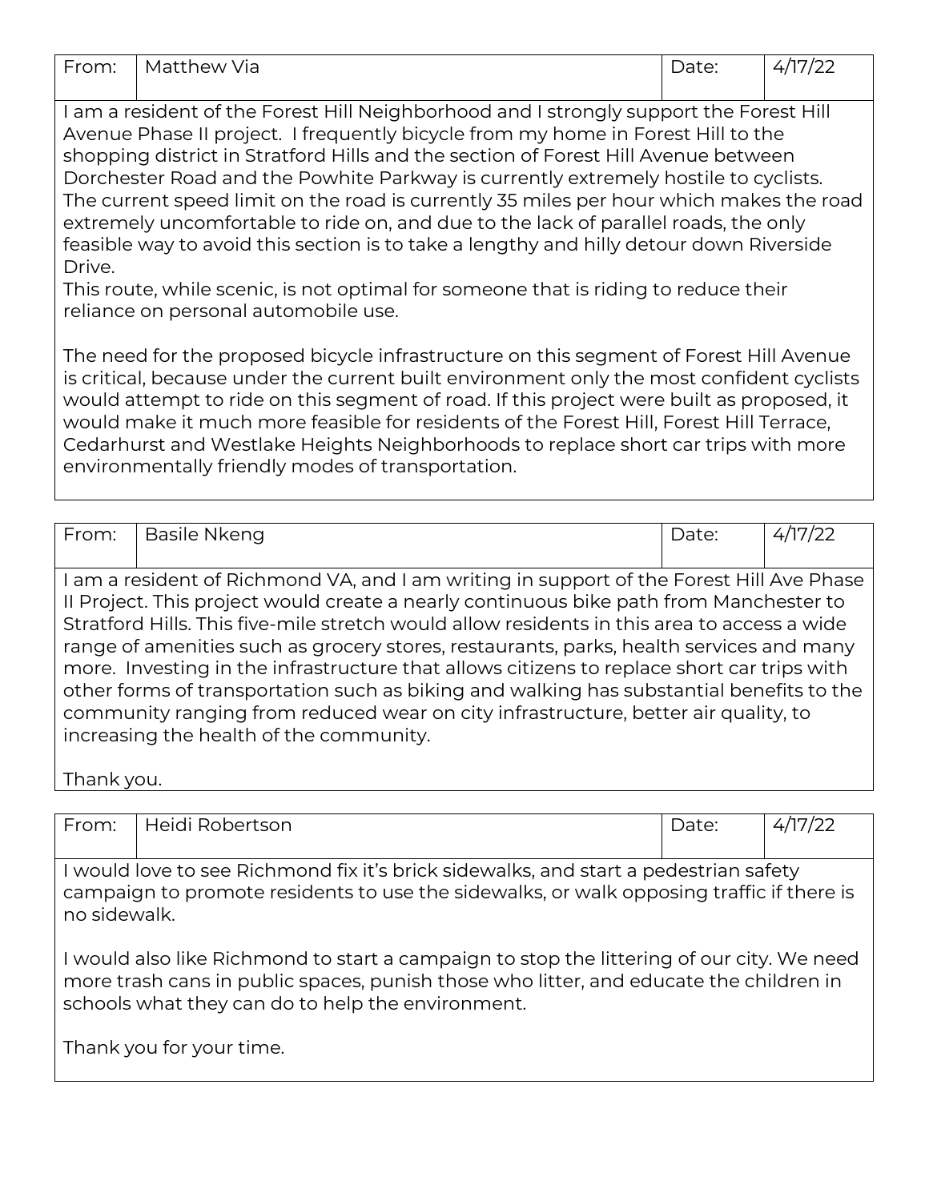| From: | Matthew Via | Date: | 4/17/22 |
|---|---|---|---|

I am a resident of the Forest Hill Neighborhood and I strongly support the Forest Hill Avenue Phase II project. I frequently bicycle from my home in Forest Hill to the shopping district in Stratford Hills and the section of Forest Hill Avenue between Dorchester Road and the Powhite Parkway is currently extremely hostile to cyclists. The current speed limit on the road is currently 35 miles per hour which makes the road extremely uncomfortable to ride on, and due to the lack of parallel roads, the only feasible way to avoid this section is to take a lengthy and hilly detour down Riverside Drive.
This route, while scenic, is not optimal for someone that is riding to reduce their reliance on personal automobile use.

The need for the proposed bicycle infrastructure on this segment of Forest Hill Avenue is critical, because under the current built environment only the most confident cyclists would attempt to ride on this segment of road. If this project were built as proposed, it would make it much more feasible for residents of the Forest Hill, Forest Hill Terrace, Cedarhurst and Westlake Heights Neighborhoods to replace short car trips with more environmentally friendly modes of transportation.

| From: | Basile Nkeng | Date: | 4/17/22 |
|---|---|---|---|

I am a resident of Richmond VA, and I am writing in support of the Forest Hill Ave Phase II Project. This project would create a nearly continuous bike path from Manchester to Stratford Hills. This five-mile stretch would allow residents in this area to access a wide range of amenities such as grocery stores, restaurants, parks, health services and many more. Investing in the infrastructure that allows citizens to replace short car trips with other forms of transportation such as biking and walking has substantial benefits to the community ranging from reduced wear on city infrastructure, better air quality, to increasing the health of the community.

Thank you.

| From: | Heidi Robertson | Date: | 4/17/22 |
|---|---|---|---|

I would love to see Richmond fix it's brick sidewalks, and start a pedestrian safety campaign to promote residents to use the sidewalks, or walk opposing traffic if there is no sidewalk.

I would also like Richmond to start a campaign to stop the littering of our city. We need more trash cans in public spaces, punish those who litter, and educate the children in schools what they can do to help the environment.

Thank you for your time.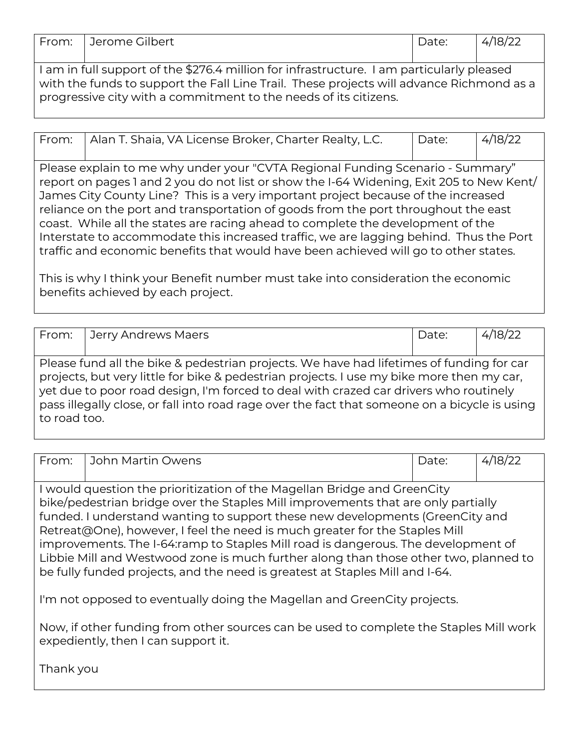| From: | Jerome Gilbert | Date: | 4/18/22 |
| --- | --- | --- | --- |

I am in full support of the $276.4 million for infrastructure. I am particularly pleased with the funds to support the Fall Line Trail. These projects will advance Richmond as a progressive city with a commitment to the needs of its citizens.

| From: | Alan T. Shaia, VA License Broker, Charter Realty, L.C. | Date: | 4/18/22 |
| --- | --- | --- | --- |

Please explain to me why under your "CVTA Regional Funding Scenario - Summary" report on pages 1 and 2 you do not list or show the I-64 Widening, Exit 205 to New Kent/ James City County Line? This is a very important project because of the increased reliance on the port and transportation of goods from the port throughout the east coast. While all the states are racing ahead to complete the development of the Interstate to accommodate this increased traffic, we are lagging behind. Thus the Port traffic and economic benefits that would have been achieved will go to other states.

This is why I think your Benefit number must take into consideration the economic benefits achieved by each project.

| From: | Jerry Andrews Maers | Date: | 4/18/22 |
| --- | --- | --- | --- |

Please fund all the bike & pedestrian projects. We have had lifetimes of funding for car projects, but very little for bike & pedestrian projects. I use my bike more then my car, yet due to poor road design, I'm forced to deal with crazed car drivers who routinely pass illegally close, or fall into road rage over the fact that someone on a bicycle is using to road too.

| From: | John Martin Owens | Date: | 4/18/22 |
| --- | --- | --- | --- |

I would question the prioritization of the Magellan Bridge and GreenCity bike/pedestrian bridge over the Staples Mill improvements that are only partially funded. I understand wanting to support these new developments (GreenCity and Retreat@One), however, I feel the need is much greater for the Staples Mill improvements. The I-64:ramp to Staples Mill road is dangerous. The development of Libbie Mill and Westwood zone is much further along than those other two, planned to be fully funded projects, and the need is greatest at Staples Mill and I-64.

I'm not opposed to eventually doing the Magellan and GreenCity projects.

Now, if other funding from other sources can be used to complete the Staples Mill work expediently, then I can support it.

Thank you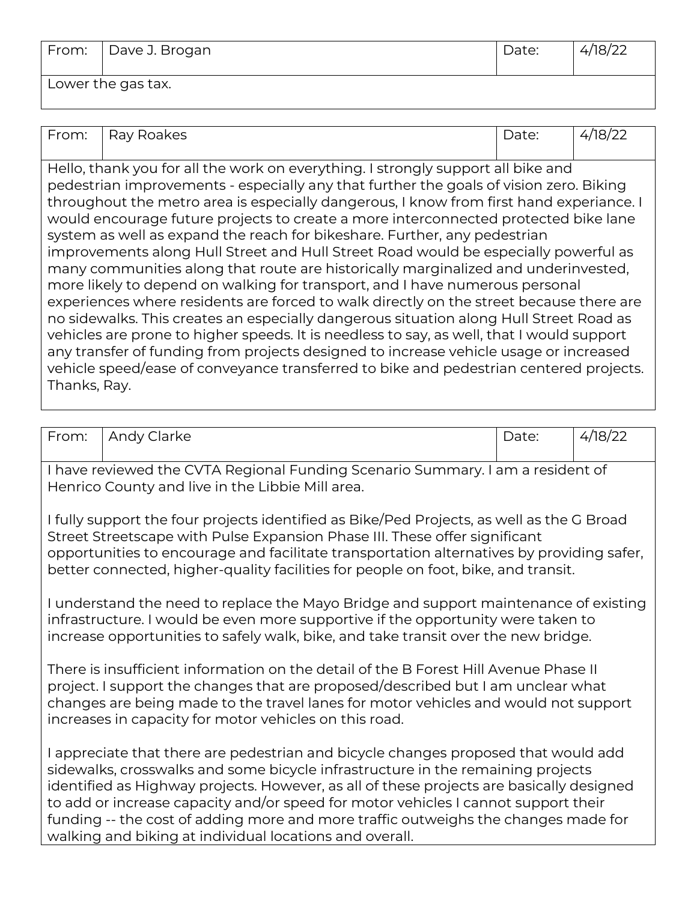| From: | Dave J. Brogan | Date: | 4/18/22 |
|---|---|---|---|
| Lower the gas tax. | | | |

| From: | Ray Roakes | Date: | 4/18/22 |
|---|---|---|---|
| Hello, thank you for all the work on everything. I strongly support all bike and pedestrian improvements - especially any that further the goals of vision zero. Biking throughout the metro area is especially dangerous, I know from first hand experiance. I would encourage future projects to create a more interconnected protected bike lane system as well as expand the reach for bikeshare. Further, any pedestrian improvements along Hull Street and Hull Street Road would be especially powerful as many communities along that route are historically marginalized and underinvested, more likely to depend on walking for transport, and I have numerous personal experiences where residents are forced to walk directly on the street because there are no sidewalks. This creates an especially dangerous situation along Hull Street Road as vehicles are prone to higher speeds. It is needless to say, as well, that I would support any transfer of funding from projects designed to increase vehicle usage or increased vehicle speed/ease of conveyance transferred to bike and pedestrian centered projects. Thanks, Ray. | | | |

| From: | Andy Clarke | Date: | 4/18/22 |
|---|---|---|---|
| I have reviewed the CVTA Regional Funding Scenario Summary. I am a resident of Henrico County and live in the Libbie Mill area. <br><br> I fully support the four projects identified as Bike/Ped Projects, as well as the G Broad Street Streetscape with Pulse Expansion Phase III. These offer significant opportunities to encourage and facilitate transportation alternatives by providing safer, better connected, higher-quality facilities for people on foot, bike, and transit. <br><br> I understand the need to replace the Mayo Bridge and support maintenance of existing infrastructure. I would be even more supportive if the opportunity were taken to increase opportunities to safely walk, bike, and take transit over the new bridge. <br><br> There is insufficient information on the detail of the B Forest Hill Avenue Phase II project. I support the changes that are proposed/described but I am unclear what changes are being made to the travel lanes for motor vehicles and would not support increases in capacity for motor vehicles on this road. <br><br> I appreciate that there are pedestrian and bicycle changes proposed that would add sidewalks, crosswalks and some bicycle infrastructure in the remaining projects identified as Highway projects. However, as all of these projects are basically designed to add or increase capacity and/or speed for motor vehicles I cannot support their funding -- the cost of adding more and more traffic outweighs the changes made for walking and biking at individual locations and overall. | | | |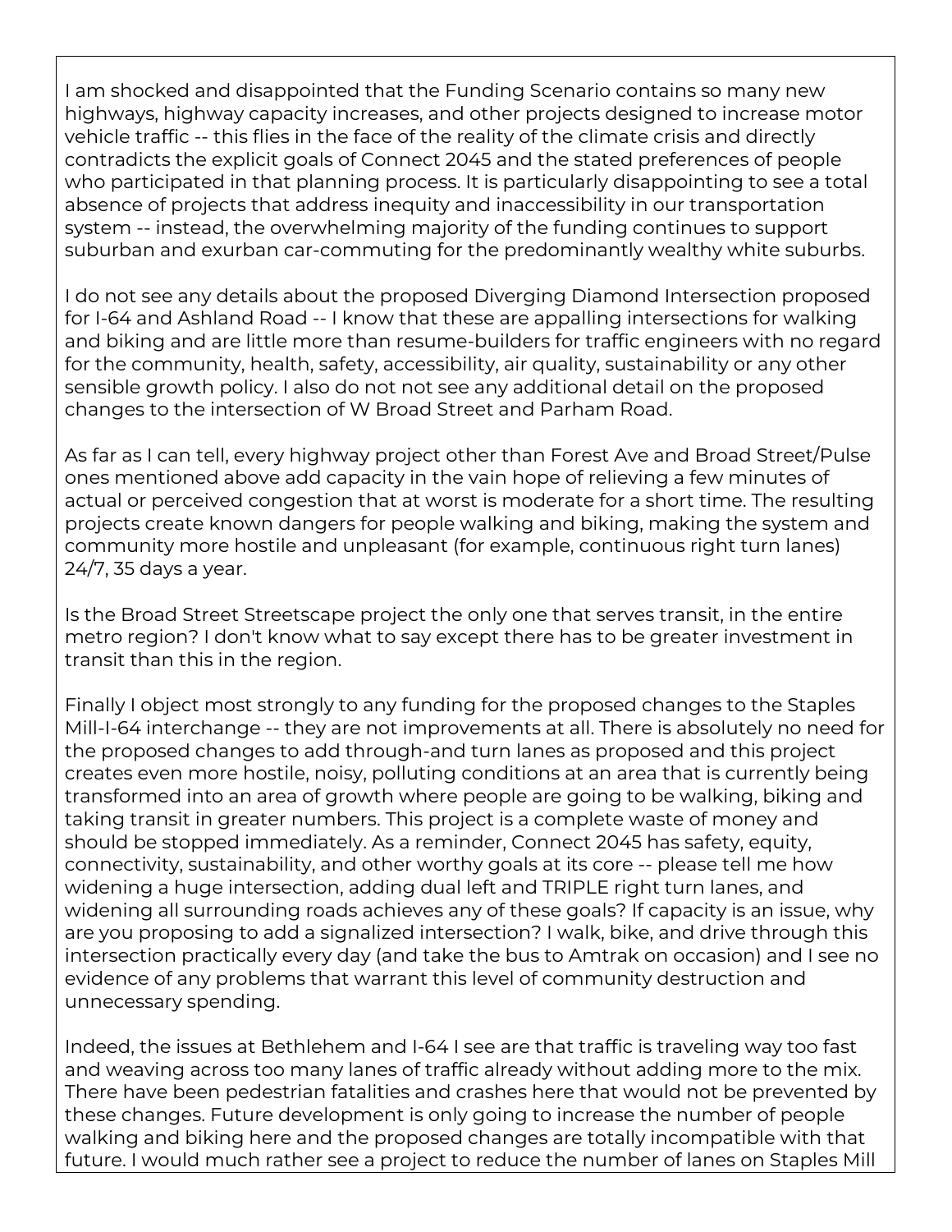I am shocked and disappointed that the Funding Scenario contains so many new highways, highway capacity increases, and other projects designed to increase motor vehicle traffic -- this flies in the face of the reality of the climate crisis and directly contradicts the explicit goals of Connect 2045 and the stated preferences of people who participated in that planning process. It is particularly disappointing to see a total absence of projects that address inequity and inaccessibility in our transportation system -- instead, the overwhelming majority of the funding continues to support suburban and exurban car-commuting for the predominantly wealthy white suburbs.

I do not see any details about the proposed Diverging Diamond Intersection proposed for I-64 and Ashland Road -- I know that these are appalling intersections for walking and biking and are little more than resume-builders for traffic engineers with no regard for the community, health, safety, accessibility, air quality, sustainability or any other sensible growth policy. I also do not not see any additional detail on the proposed changes to the intersection of W Broad Street and Parham Road.

As far as I can tell, every highway project other than Forest Ave and Broad Street/Pulse ones mentioned above add capacity in the vain hope of relieving a few minutes of actual or perceived congestion that at worst is moderate for a short time. The resulting projects create known dangers for people walking and biking, making the system and community more hostile and unpleasant (for example, continuous right turn lanes) 24/7, 35 days a year.

Is the Broad Street Streetscape project the only one that serves transit, in the entire metro region? I don't know what to say except there has to be greater investment in transit than this in the region.

Finally I object most strongly to any funding for the proposed changes to the Staples Mill-I-64 interchange -- they are not improvements at all. There is absolutely no need for the proposed changes to add through-and turn lanes as proposed and this project creates even more hostile, noisy, polluting conditions at an area that is currently being transformed into an area of growth where people are going to be walking, biking and taking transit in greater numbers. This project is a complete waste of money and should be stopped immediately. As a reminder, Connect 2045 has safety, equity, connectivity, sustainability, and other worthy goals at its core -- please tell me how widening a huge intersection, adding dual left and TRIPLE right turn lanes, and widening all surrounding roads achieves any of these goals? If capacity is an issue, why are you proposing to add a signalized intersection? I walk, bike, and drive through this intersection practically every day (and take the bus to Amtrak on occasion) and I see no evidence of any problems that warrant this level of community destruction and unnecessary spending.

Indeed, the issues at Bethlehem and I-64 I see are that traffic is traveling way too fast and weaving across too many lanes of traffic already without adding more to the mix. There have been pedestrian fatalities and crashes here that would not be prevented by these changes. Future development is only going to increase the number of people walking and biking here and the proposed changes are totally incompatible with that future. I would much rather see a project to reduce the number of lanes on Staples Mill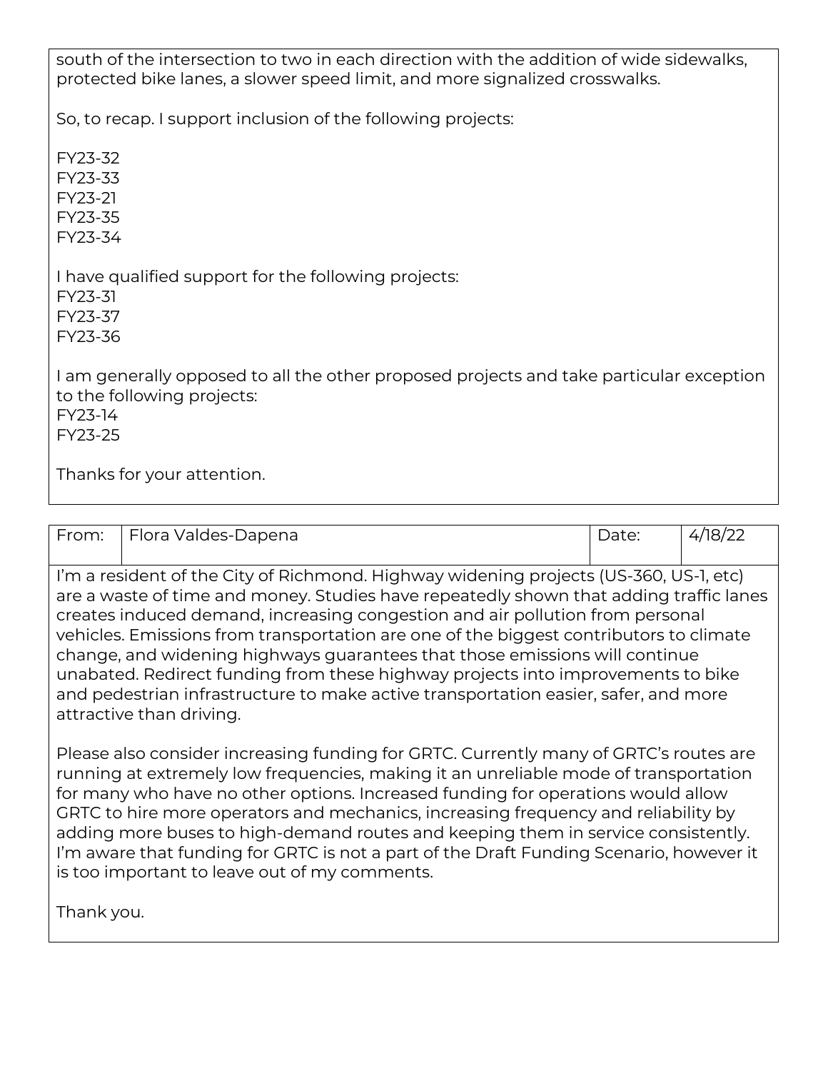south of the intersection to two in each direction with the addition of wide sidewalks, protected bike lanes, a slower speed limit, and more signalized crosswalks.

So, to recap. I support inclusion of the following projects:

FY23-32
FY23-33
FY23-21
FY23-35
FY23-34

I have qualified support for the following projects:
FY23-31
FY23-37
FY23-36

I am generally opposed to all the other proposed projects and take particular exception to the following projects:
FY23-14
FY23-25

Thanks for your attention.

| From: | Flora Valdes-Dapena | Date: | 4/18/22 |
|---|---|---|---|

I'm a resident of the City of Richmond. Highway widening projects (US-360, US-1, etc) are a waste of time and money. Studies have repeatedly shown that adding traffic lanes creates induced demand, increasing congestion and air pollution from personal vehicles. Emissions from transportation are one of the biggest contributors to climate change, and widening highways guarantees that those emissions will continue unabated. Redirect funding from these highway projects into improvements to bike and pedestrian infrastructure to make active transportation easier, safer, and more attractive than driving.

Please also consider increasing funding for GRTC. Currently many of GRTC's routes are running at extremely low frequencies, making it an unreliable mode of transportation for many who have no other options. Increased funding for operations would allow GRTC to hire more operators and mechanics, increasing frequency and reliability by adding more buses to high-demand routes and keeping them in service consistently. I'm aware that funding for GRTC is not a part of the Draft Funding Scenario, however it is too important to leave out of my comments.

Thank you.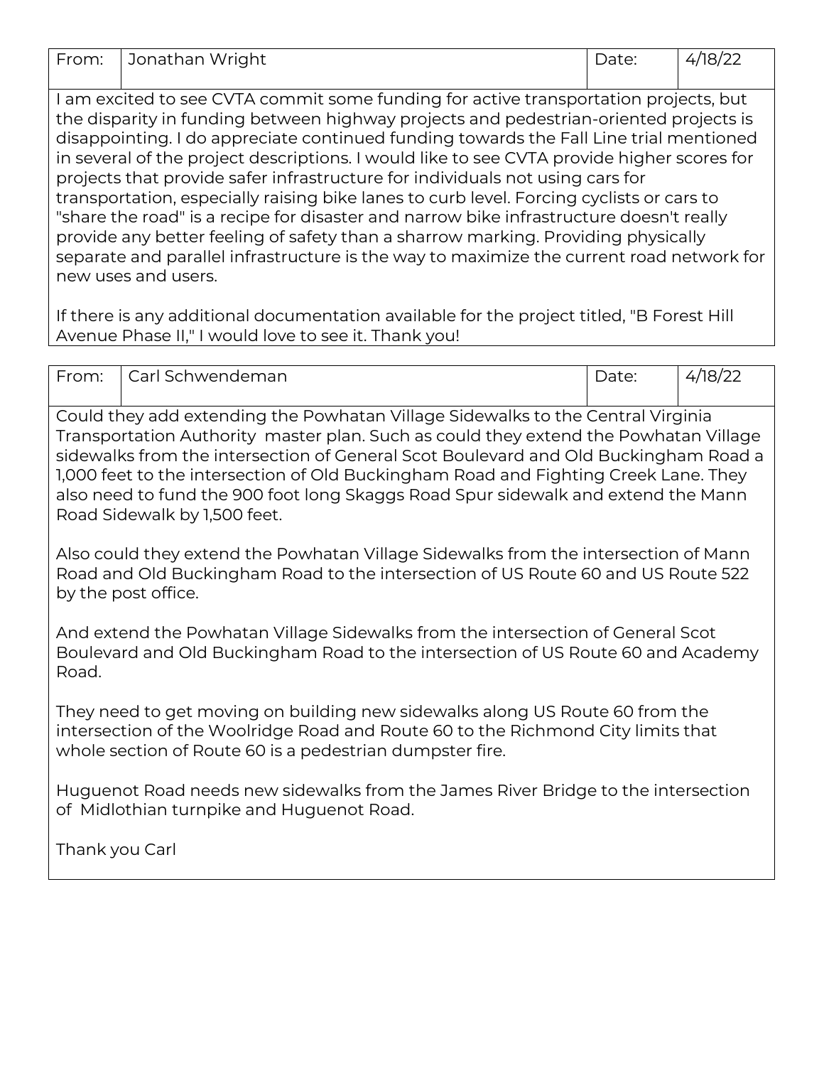| From: | Jonathan Wright | Date: | 4/18/22 |
|---|---|---|---|

I am excited to see CVTA commit some funding for active transportation projects, but the disparity in funding between highway projects and pedestrian-oriented projects is disappointing. I do appreciate continued funding towards the Fall Line trial mentioned in several of the project descriptions. I would like to see CVTA provide higher scores for projects that provide safer infrastructure for individuals not using cars for transportation, especially raising bike lanes to curb level. Forcing cyclists or cars to "share the road" is a recipe for disaster and narrow bike infrastructure doesn't really provide any better feeling of safety than a sharrow marking. Providing physically separate and parallel infrastructure is the way to maximize the current road network for new uses and users.

If there is any additional documentation available for the project titled, "B Forest Hill Avenue Phase II," I would love to see it. Thank you!

| From: | Carl Schwendeman | Date: | 4/18/22 |
|---|---|---|---|

Could they add extending the Powhatan Village Sidewalks to the Central Virginia Transportation Authority  master plan. Such as could they extend the Powhatan Village sidewalks from the intersection of General Scot Boulevard and Old Buckingham Road a 1,000 feet to the intersection of Old Buckingham Road and Fighting Creek Lane. They also need to fund the 900 foot long Skaggs Road Spur sidewalk and extend the Mann Road Sidewalk by 1,500 feet.

Also could they extend the Powhatan Village Sidewalks from the intersection of Mann Road and Old Buckingham Road to the intersection of US Route 60 and US Route 522 by the post office.

And extend the Powhatan Village Sidewalks from the intersection of General Scot Boulevard and Old Buckingham Road to the intersection of US Route 60 and Academy Road.

They need to get moving on building new sidewalks along US Route 60 from the intersection of the Woolridge Road and Route 60 to the Richmond City limits that whole section of Route 60 is a pedestrian dumpster fire.

Huguenot Road needs new sidewalks from the James River Bridge to the intersection of  Midlothian turnpike and Huguenot Road.

Thank you Carl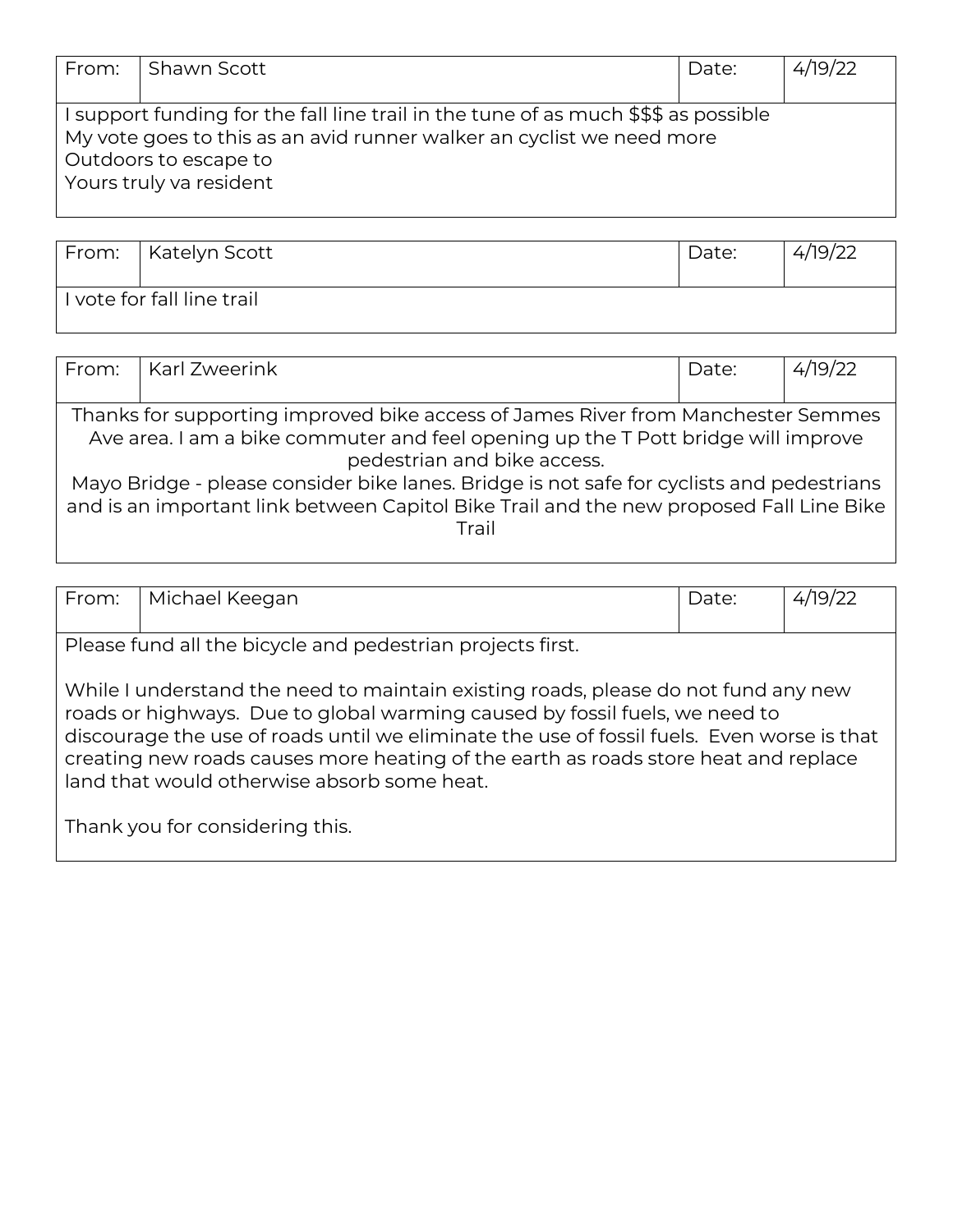| From: | Shawn Scott | Date: | 4/19/22 |
|---|---|---|---|
| I support funding for the fall line trail in the tune of as much $$$ as possible<br>My vote goes to this as an avid runner walker an cyclist we need more<br>Outdoors to escape to<br>Yours truly va resident | | | |

| From: | Katelyn Scott | Date: | 4/19/22 |
|---|---|---|---|
| I vote for fall line trail | | | |

| From: | Karl Zweerink | Date: | 4/19/22 |
|---|---|---|---|
| Thanks for supporting improved bike access of James River from Manchester Semmes Ave area. I am a bike commuter and feel opening up the T Pott bridge will improve pedestrian and bike access.<br>Mayo Bridge - please consider bike lanes. Bridge is not safe for cyclists and pedestrians and is an important link between Capitol Bike Trail and the new proposed Fall Line Bike Trail | | | |

| From: | Michael Keegan | Date: | 4/19/22 |
|---|---|---|---|
| Please fund all the bicycle and pedestrian projects first.<br><br>While I understand the need to maintain existing roads, please do not fund any new roads or highways. Due to global warming caused by fossil fuels, we need to discourage the use of roads until we eliminate the use of fossil fuels. Even worse is that creating new roads causes more heating of the earth as roads store heat and replace land that would otherwise absorb some heat.<br><br>Thank you for considering this. | | | |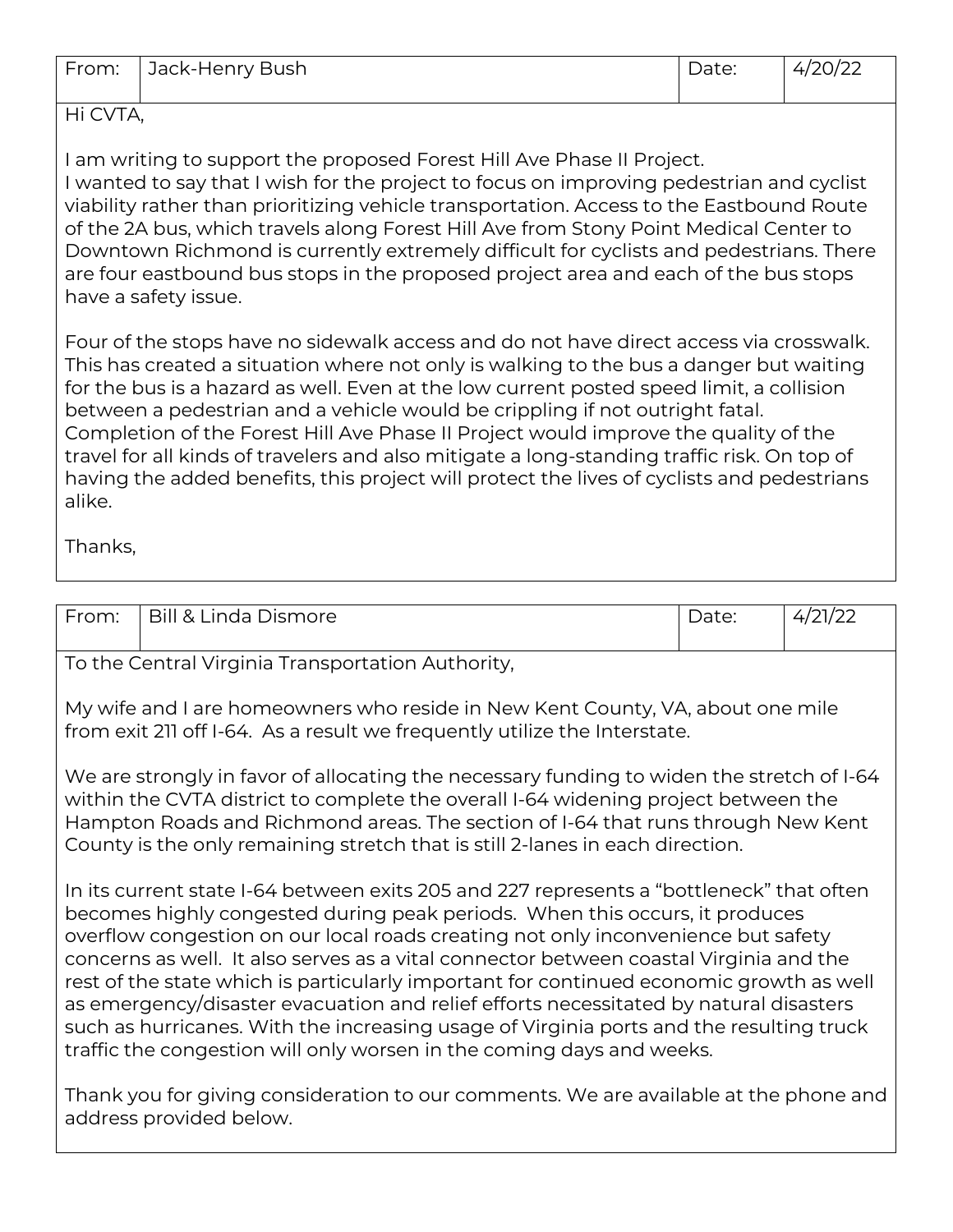| From: | Jack-Henry Bush | Date: | 4/20/22 |
|---|---|---|---|

Hi CVTA,

I am writing to support the proposed Forest Hill Ave Phase II Project.
I wanted to say that I wish for the project to focus on improving pedestrian and cyclist viability rather than prioritizing vehicle transportation. Access to the Eastbound Route of the 2A bus, which travels along Forest Hill Ave from Stony Point Medical Center to Downtown Richmond is currently extremely difficult for cyclists and pedestrians. There are four eastbound bus stops in the proposed project area and each of the bus stops have a safety issue.

Four of the stops have no sidewalk access and do not have direct access via crosswalk. This has created a situation where not only is walking to the bus a danger but waiting for the bus is a hazard as well. Even at the low current posted speed limit, a collision between a pedestrian and a vehicle would be crippling if not outright fatal. Completion of the Forest Hill Ave Phase II Project would improve the quality of the travel for all kinds of travelers and also mitigate a long-standing traffic risk. On top of having the added benefits, this project will protect the lives of cyclists and pedestrians alike.

Thanks,

| From: | Bill & Linda Dismore | Date: | 4/21/22 |
|---|---|---|---|

To the Central Virginia Transportation Authority,

My wife and I are homeowners who reside in New Kent County, VA, about one mile from exit 211 off I-64. As a result we frequently utilize the Interstate.

We are strongly in favor of allocating the necessary funding to widen the stretch of I-64 within the CVTA district to complete the overall I-64 widening project between the Hampton Roads and Richmond areas. The section of I-64 that runs through New Kent County is the only remaining stretch that is still 2-lanes in each direction.

In its current state I-64 between exits 205 and 227 represents a "bottleneck" that often becomes highly congested during peak periods. When this occurs, it produces overflow congestion on our local roads creating not only inconvenience but safety concerns as well. It also serves as a vital connector between coastal Virginia and the rest of the state which is particularly important for continued economic growth as well as emergency/disaster evacuation and relief efforts necessitated by natural disasters such as hurricanes. With the increasing usage of Virginia ports and the resulting truck traffic the congestion will only worsen in the coming days and weeks.

Thank you for giving consideration to our comments. We are available at the phone and address provided below.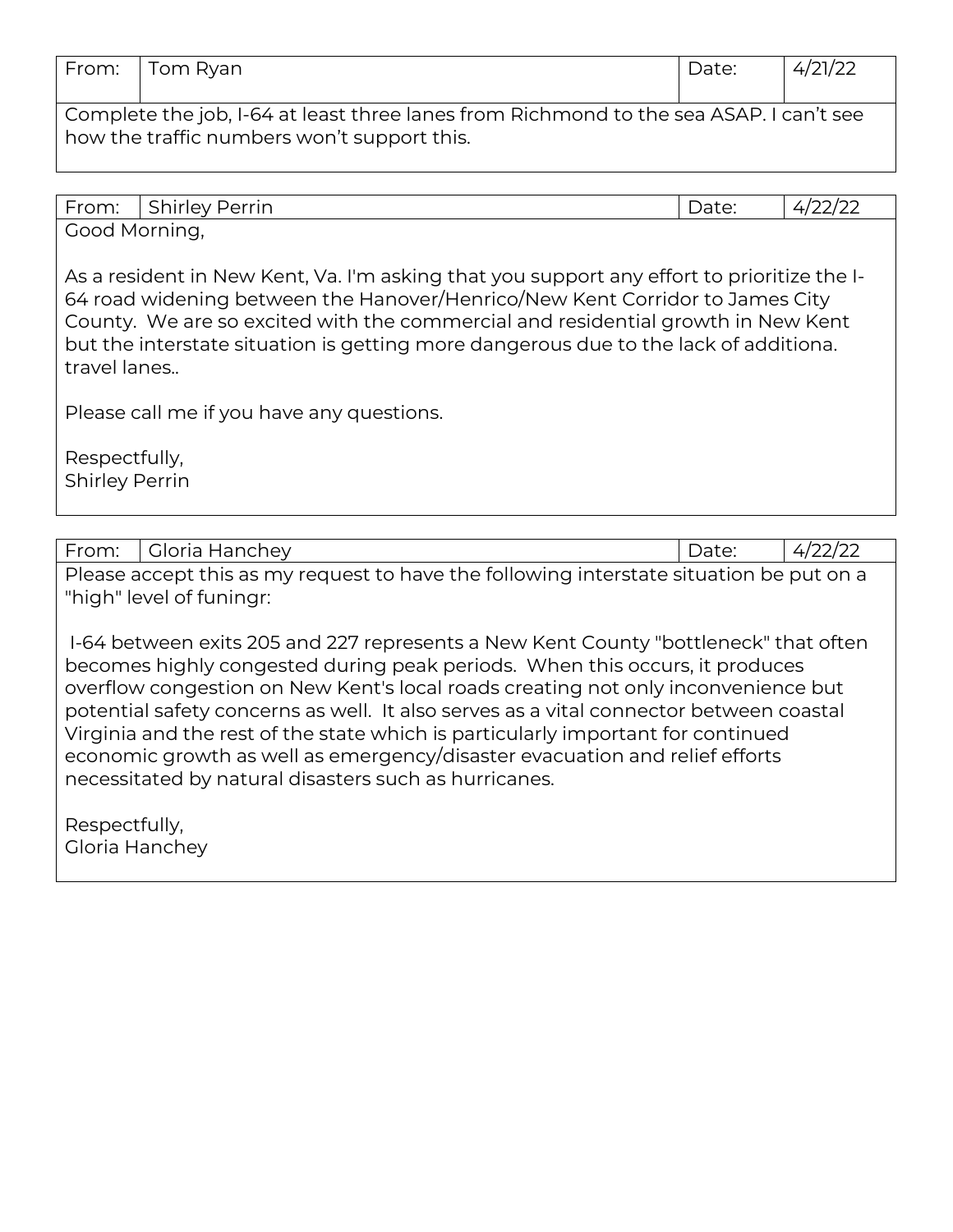| From: | Tom Ryan | Date: | 4/21/22 |
|---|---|---|---|

Complete the job, I-64 at least three lanes from Richmond to the sea ASAP. I can't see how the traffic numbers won't support this.

| From: | Shirley Perrin | Date: | 4/22/22 |
|---|---|---|---|

Good Morning,

As a resident in New Kent, Va. I'm asking that you support any effort to prioritize the I-64 road widening between the Hanover/Henrico/New Kent Corridor to James City County. We are so excited with the commercial and residential growth in New Kent but the interstate situation is getting more dangerous due to the lack of additiona. travel lanes..

Please call me if you have any questions.

Respectfully,
Shirley Perrin

| From: | Gloria Hanchey | Date: | 4/22/22 |
|---|---|---|---|

Please accept this as my request to have the following interstate situation be put on a "high" level of funingr:

I-64 between exits 205 and 227 represents a New Kent County "bottleneck" that often becomes highly congested during peak periods. When this occurs, it produces overflow congestion on New Kent's local roads creating not only inconvenience but potential safety concerns as well. It also serves as a vital connector between coastal Virginia and the rest of the state which is particularly important for continued economic growth as well as emergency/disaster evacuation and relief efforts necessitated by natural disasters such as hurricanes.

Respectfully,
Gloria Hanchey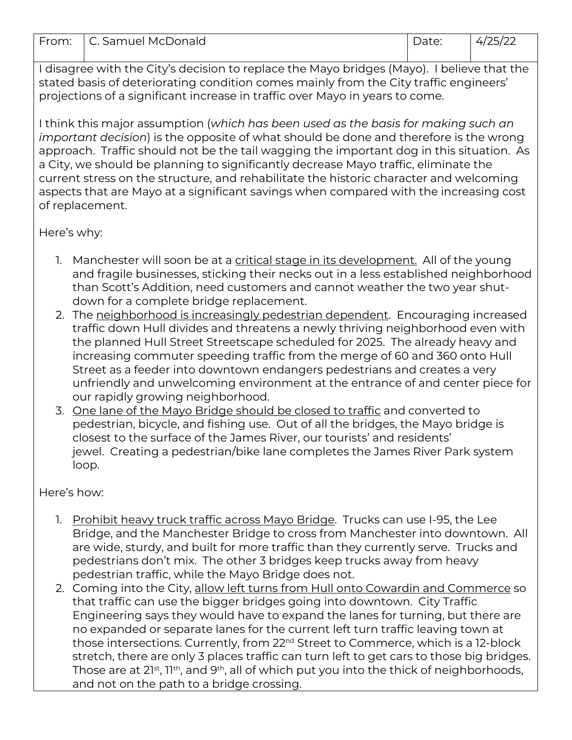| From: | C. Samuel McDonald | Date: | 4/25/22 |
|---|---|---|---|

I disagree with the City's decision to replace the Mayo bridges (Mayo). I believe that the stated basis of deteriorating condition comes mainly from the City traffic engineers' projections of a significant increase in traffic over Mayo in years to come.

I think this major assumption (*which has been used as the basis for making such an important decision*) is the opposite of what should be done and therefore is the wrong approach. Traffic should not be the tail wagging the important dog in this situation. As a City, we should be planning to significantly decrease Mayo traffic, eliminate the current stress on the structure, and rehabilitate the historic character and welcoming aspects that are Mayo at a significant savings when compared with the increasing cost of replacement.

Here's why:

1. Manchester will soon be at a <u>critical stage in its development.</u> All of the young and fragile businesses, sticking their necks out in a less established neighborhood than Scott's Addition, need customers and cannot weather the two year shut-down for a complete bridge replacement.
2. The <u>neighborhood is increasingly pedestrian dependent</u>. Encouraging increased traffic down Hull divides and threatens a newly thriving neighborhood even with the planned Hull Street Streetscape scheduled for 2025. The already heavy and increasing commuter speeding traffic from the merge of 60 and 360 onto Hull Street as a feeder into downtown endangers pedestrians and creates a very unfriendly and unwelcoming environment at the entrance of and center piece for our rapidly growing neighborhood.
3. <u>One lane of the Mayo Bridge should be closed to traffic</u> and converted to pedestrian, bicycle, and fishing use. Out of all the bridges, the Mayo bridge is closest to the surface of the James River, our tourists' and residents' jewel. Creating a pedestrian/bike lane completes the James River Park system loop.

Here's how:

1. <u>Prohibit heavy truck traffic across Mayo Bridge</u>. Trucks can use I-95, the Lee Bridge, and the Manchester Bridge to cross from Manchester into downtown. All are wide, sturdy, and built for more traffic than they currently serve. Trucks and pedestrians don't mix. The other 3 bridges keep trucks away from heavy pedestrian traffic, while the Mayo Bridge does not.
2. Coming into the City, <u>allow left turns from Hull onto Cowardin and Commerce</u> so that traffic can use the bigger bridges going into downtown. City Traffic Engineering says they would have to expand the lanes for turning, but there are no expanded or separate lanes for the current left turn traffic leaving town at those intersections. Currently, from 22nd Street to Commerce, which is a 12-block stretch, there are only 3 places traffic can turn left to get cars to those big bridges. Those are at 21st, 11th, and 9th, all of which put you into the thick of neighborhoods, and not on the path to a bridge crossing.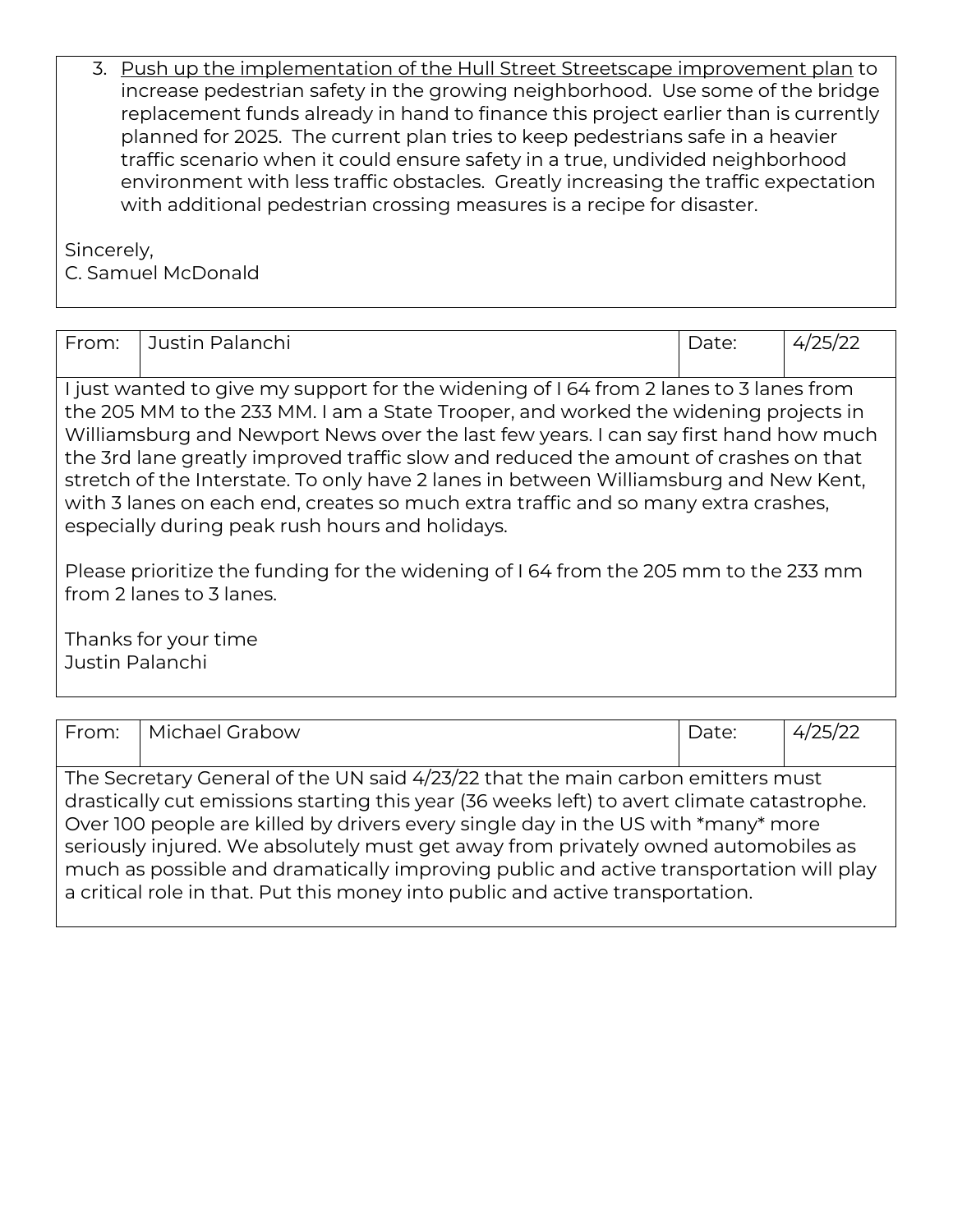3. <u>Push up the implementation of the Hull Street Streetscape improvement plan</u> to increase pedestrian safety in the growing neighborhood. Use some of the bridge replacement funds already in hand to finance this project earlier than is currently planned for 2025. The current plan tries to keep pedestrians safe in a heavier traffic scenario when it could ensure safety in a true, undivided neighborhood environment with less traffic obstacles. Greatly increasing the traffic expectation with additional pedestrian crossing measures is a recipe for disaster.

Sincerely,
C. Samuel McDonald

| From: | Justin Palanchi | Date: | 4/25/22 |
|---|---|---|---|

I just wanted to give my support for the widening of I 64 from 2 lanes to 3 lanes from the 205 MM to the 233 MM. I am a State Trooper, and worked the widening projects in Williamsburg and Newport News over the last few years. I can say first hand how much the 3rd lane greatly improved traffic slow and reduced the amount of crashes on that stretch of the Interstate. To only have 2 lanes in between Williamsburg and New Kent, with 3 lanes on each end, creates so much extra traffic and so many extra crashes, especially during peak rush hours and holidays.

Please prioritize the funding for the widening of I 64 from the 205 mm to the 233 mm from 2 lanes to 3 lanes.

Thanks for your time
Justin Palanchi

| From: | Michael Grabow | Date: | 4/25/22 |
|---|---|---|---|

The Secretary General of the UN said 4/23/22 that the main carbon emitters must drastically cut emissions starting this year (36 weeks left) to avert climate catastrophe. Over 100 people are killed by drivers every single day in the US with *many* more seriously injured. We absolutely must get away from privately owned automobiles as much as possible and dramatically improving public and active transportation will play a critical role in that. Put this money into public and active transportation.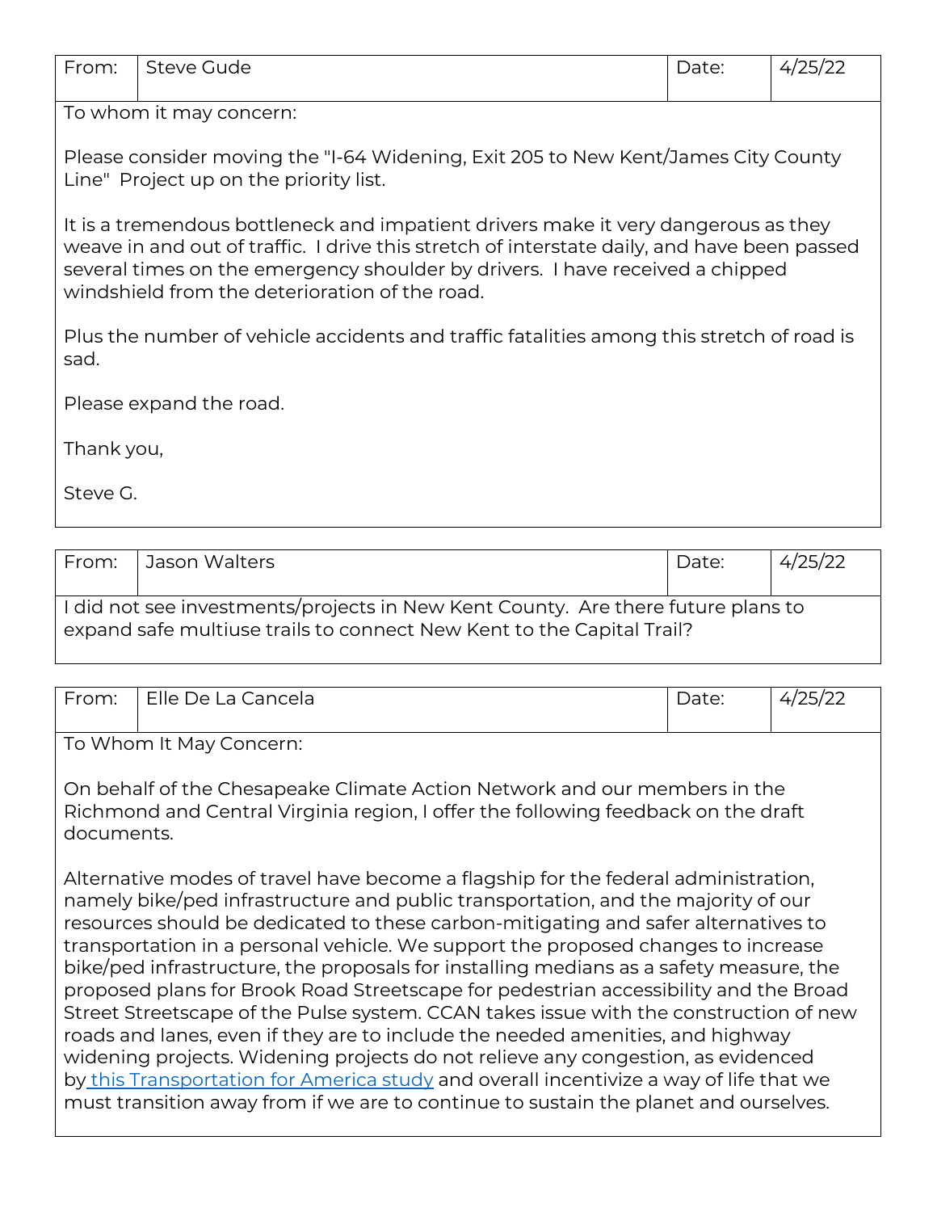| From: | Steve Gude | Date: | 4/25/22 |
|---|---|---|---|

To whom it may concern:

Please consider moving the "I-64 Widening, Exit 205 to New Kent/James City County Line" Project up on the priority list.

It is a tremendous bottleneck and impatient drivers make it very dangerous as they weave in and out of traffic. I drive this stretch of interstate daily, and have been passed several times on the emergency shoulder by drivers. I have received a chipped windshield from the deterioration of the road.

Plus the number of vehicle accidents and traffic fatalities among this stretch of road is sad.

Please expand the road.

Thank you,

Steve G.

| From: | Jason Walters | Date: | 4/25/22 |
|---|---|---|---|

I did not see investments/projects in New Kent County. Are there future plans to expand safe multiuse trails to connect New Kent to the Capital Trail?

| From: | Elle De La Cancela | Date: | 4/25/22 |
|---|---|---|---|

To Whom It May Concern:

On behalf of the Chesapeake Climate Action Network and our members in the Richmond and Central Virginia region, I offer the following feedback on the draft documents.

Alternative modes of travel have become a flagship for the federal administration, namely bike/ped infrastructure and public transportation, and the majority of our resources should be dedicated to these carbon-mitigating and safer alternatives to transportation in a personal vehicle. We support the proposed changes to increase bike/ped infrastructure, the proposals for installing medians as a safety measure, the proposed plans for Brook Road Streetscape for pedestrian accessibility and the Broad Street Streetscape of the Pulse system. CCAN takes issue with the construction of new roads and lanes, even if they are to include the needed amenities, and highway widening projects. Widening projects do not relieve any congestion, as evidenced by this Transportation for America study and overall incentivize a way of life that we must transition away from if we are to continue to sustain the planet and ourselves.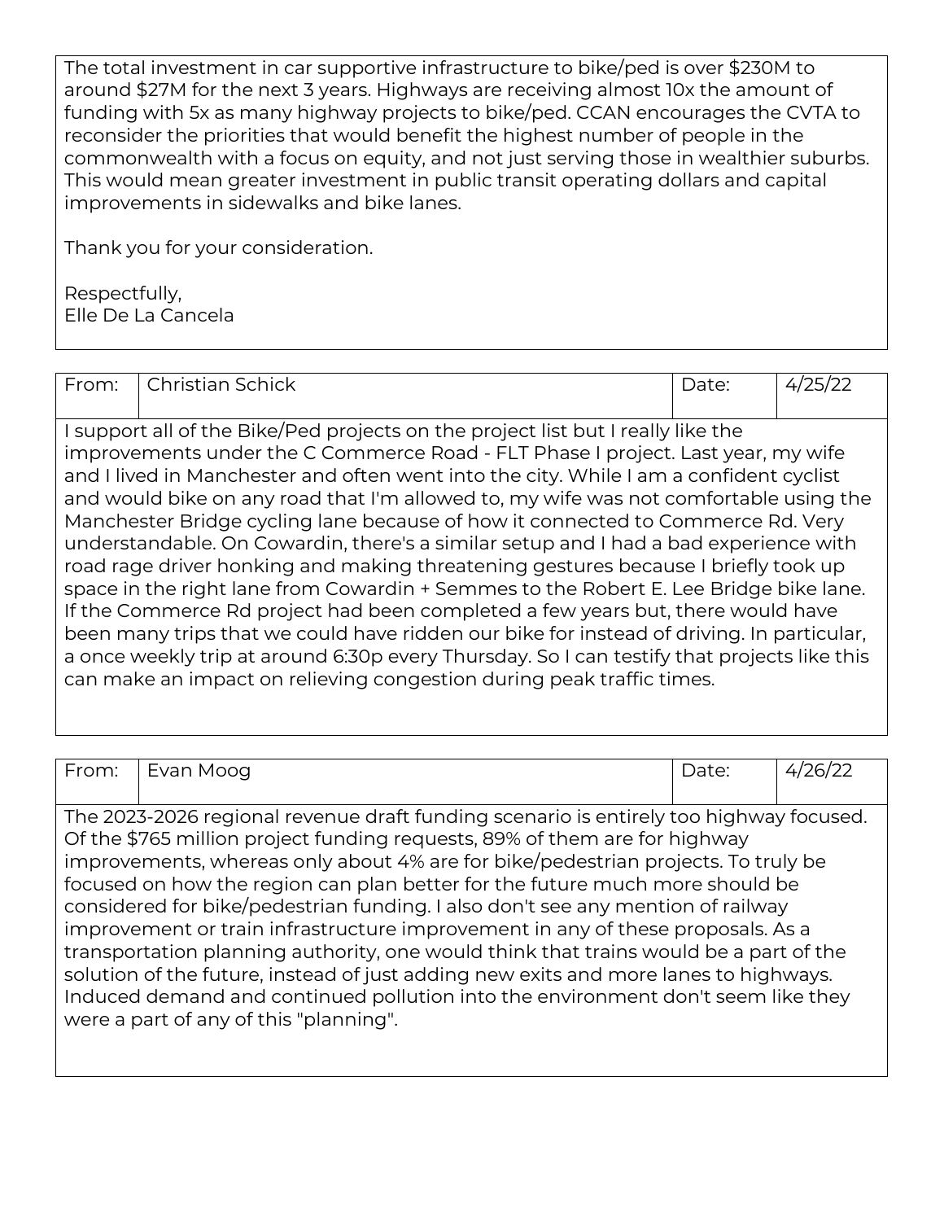The total investment in car supportive infrastructure to bike/ped is over $230M to around $27M for the next 3 years. Highways are receiving almost 10x the amount of funding with 5x as many highway projects to bike/ped. CCAN encourages the CVTA to reconsider the priorities that would benefit the highest number of people in the commonwealth with a focus on equity, and not just serving those in wealthier suburbs. This would mean greater investment in public transit operating dollars and capital improvements in sidewalks and bike lanes.

Thank you for your consideration.

Respectfully,
Elle De La Cancela

| From: | Christian Schick | Date: | 4/25/22 |
| --- | --- | --- | --- |

I support all of the Bike/Ped projects on the project list but I really like the improvements under the C Commerce Road - FLT Phase I project. Last year, my wife and I lived in Manchester and often went into the city. While I am a confident cyclist and would bike on any road that I'm allowed to, my wife was not comfortable using the Manchester Bridge cycling lane because of how it connected to Commerce Rd. Very understandable. On Cowardin, there's a similar setup and I had a bad experience with road rage driver honking and making threatening gestures because I briefly took up space in the right lane from Cowardin + Semmes to the Robert E. Lee Bridge bike lane. If the Commerce Rd project had been completed a few years but, there would have been many trips that we could have ridden our bike for instead of driving. In particular, a once weekly trip at around 6:30p every Thursday. So I can testify that projects like this can make an impact on relieving congestion during peak traffic times.

| From: | Evan Moog | Date: | 4/26/22 |
| --- | --- | --- | --- |

The 2023-2026 regional revenue draft funding scenario is entirely too highway focused. Of the $765 million project funding requests, 89% of them are for highway improvements, whereas only about 4% are for bike/pedestrian projects. To truly be focused on how the region can plan better for the future much more should be considered for bike/pedestrian funding. I also don't see any mention of railway improvement or train infrastructure improvement in any of these proposals. As a transportation planning authority, one would think that trains would be a part of the solution of the future, instead of just adding new exits and more lanes to highways. Induced demand and continued pollution into the environment don't seem like they were a part of any of this "planning".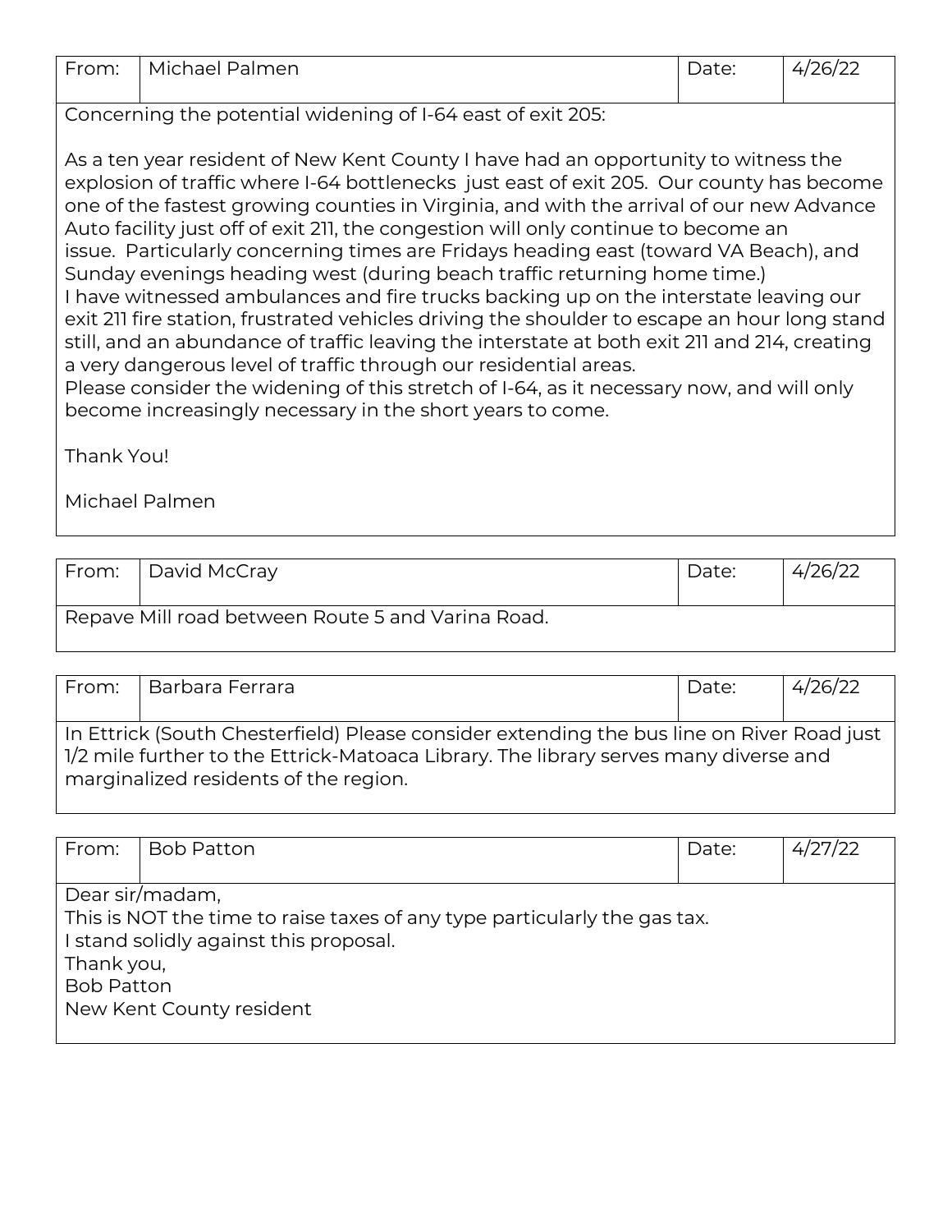| From: | Michael Palmen | Date: | 4/26/22 |
|---|---|---|---|

Concerning the potential widening of I-64 east of exit 205:

As a ten year resident of New Kent County I have had an opportunity to witness the explosion of traffic where I-64 bottlenecks just east of exit 205. Our county has become one of the fastest growing counties in Virginia, and with the arrival of our new Advance Auto facility just off of exit 211, the congestion will only continue to become an issue. Particularly concerning times are Fridays heading east (toward VA Beach), and Sunday evenings heading west (during beach traffic returning home time.)
I have witnessed ambulances and fire trucks backing up on the interstate leaving our exit 211 fire station, frustrated vehicles driving the shoulder to escape an hour long stand still, and an abundance of traffic leaving the interstate at both exit 211 and 214, creating a very dangerous level of traffic through our residential areas.
Please consider the widening of this stretch of I-64, as it necessary now, and will only become increasingly necessary in the short years to come.

Thank You!

Michael Palmen

| From: | David McCray | Date: | 4/26/22 |
|---|---|---|---|

Repave Mill road between Route 5 and Varina Road.

| From: | Barbara Ferrara | Date: | 4/26/22 |
|---|---|---|---|

In Ettrick (South Chesterfield) Please consider extending the bus line on River Road just 1/2 mile further to the Ettrick-Matoaca Library. The library serves many diverse and marginalized residents of the region.

| From: | Bob Patton | Date: | 4/27/22 |
|---|---|---|---|

Dear sir/madam,
This is NOT the time to raise taxes of any type particularly the gas tax.
I stand solidly against this proposal.
Thank you,
Bob Patton
New Kent County resident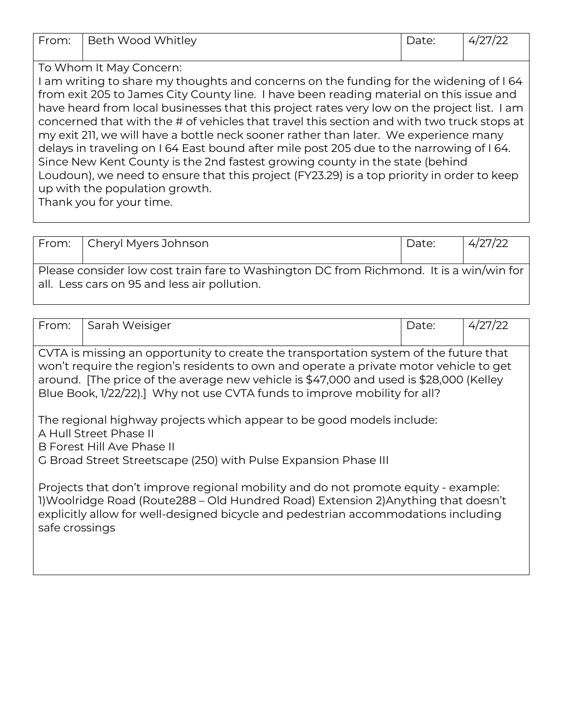| From: | Beth Wood Whitley | Date: | 4/27/22 |
|---|---|---|---|

To Whom It May Concern:
I am writing to share my thoughts and concerns on the funding for the widening of I 64 from exit 205 to James City County line. I have been reading material on this issue and have heard from local businesses that this project rates very low on the project list. I am concerned that with the # of vehicles that travel this section and with two truck stops at my exit 211, we will have a bottle neck sooner rather than later. We experience many delays in traveling on I 64 East bound after mile post 205 due to the narrowing of I 64. Since New Kent County is the 2nd fastest growing county in the state (behind Loudoun), we need to ensure that this project (FY23.29) is a top priority in order to keep up with the population growth.
Thank you for your time.

| From: | Cheryl Myers Johnson | Date: | 4/27/22 |
|---|---|---|---|

Please consider low cost train fare to Washington DC from Richmond. It is a win/win for all. Less cars on 95 and less air pollution.

| From: | Sarah Weisiger | Date: | 4/27/22 |
|---|---|---|---|

CVTA is missing an opportunity to create the transportation system of the future that won't require the region's residents to own and operate a private motor vehicle to get around. [The price of the average new vehicle is $47,000 and used is $28,000 (Kelley Blue Book, 1/22/22).] Why not use CVTA funds to improve mobility for all?

The regional highway projects which appear to be good models include:
A Hull Street Phase II
B Forest Hill Ave Phase II
G Broad Street Streetscape (250) with Pulse Expansion Phase III

Projects that don't improve regional mobility and do not promote equity - example: 1)Woolridge Road (Route288 – Old Hundred Road) Extension 2)Anything that doesn't explicitly allow for well-designed bicycle and pedestrian accommodations including safe crossings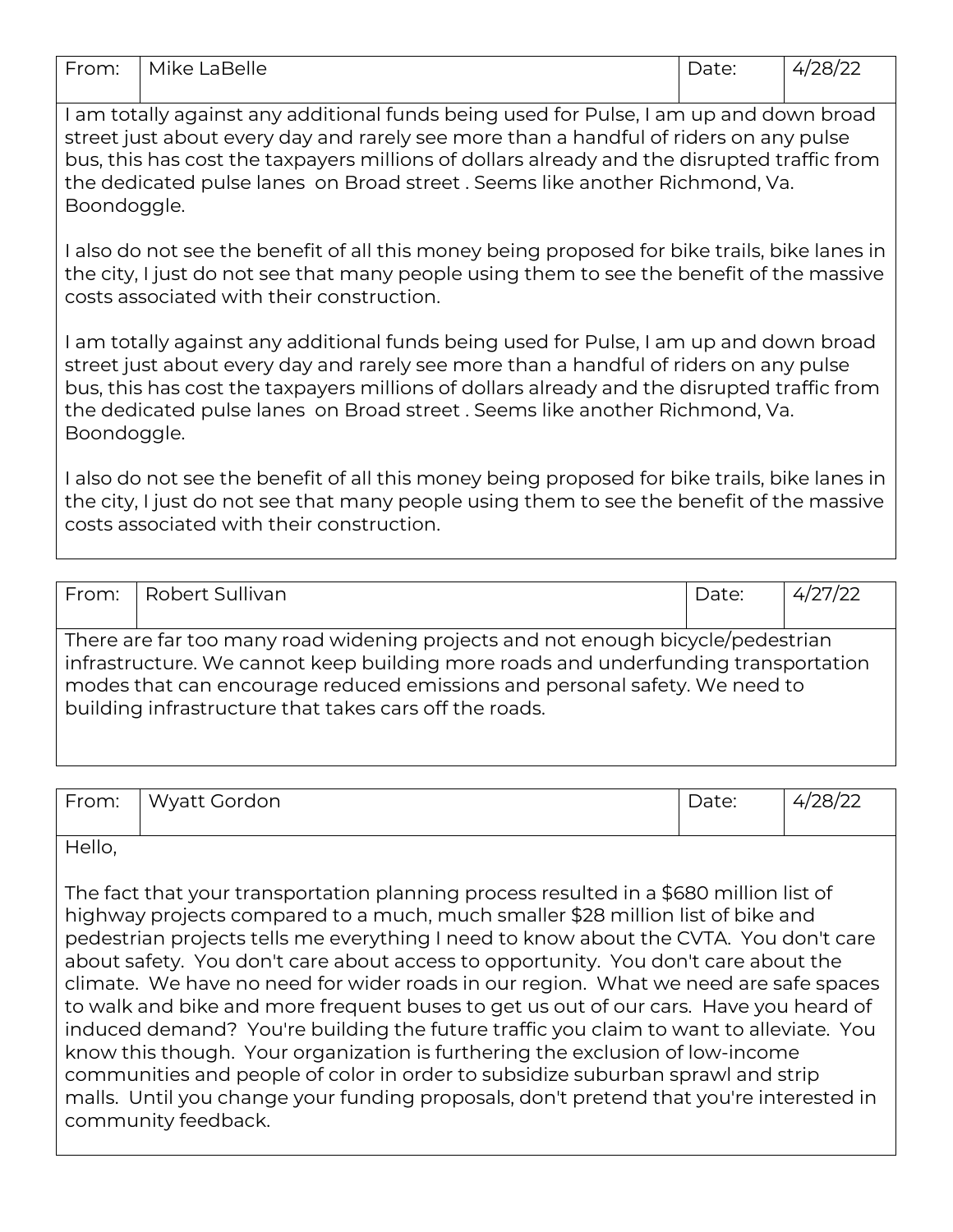| From: | Mike LaBelle | Date: | 4/28/22 |
|---|---|---|---|

I am totally against any additional funds being used for Pulse, I am up and down broad street just about every day and rarely see more than a handful of riders on any pulse bus, this has cost the taxpayers millions of dollars already and the disrupted traffic from the dedicated pulse lanes on Broad street . Seems like another Richmond, Va. Boondoggle.

I also do not see the benefit of all this money being proposed for bike trails, bike lanes in the city, I just do not see that many people using them to see the benefit of the massive costs associated with their construction.

I am totally against any additional funds being used for Pulse, I am up and down broad street just about every day and rarely see more than a handful of riders on any pulse bus, this has cost the taxpayers millions of dollars already and the disrupted traffic from the dedicated pulse lanes on Broad street . Seems like another Richmond, Va. Boondoggle.

I also do not see the benefit of all this money being proposed for bike trails, bike lanes in the city, I just do not see that many people using them to see the benefit of the massive costs associated with their construction.

| From: | Robert Sullivan | Date: | 4/27/22 |
|---|---|---|---|

There are far too many road widening projects and not enough bicycle/pedestrian infrastructure. We cannot keep building more roads and underfunding transportation modes that can encourage reduced emissions and personal safety. We need to building infrastructure that takes cars off the roads.

| From: | Wyatt Gordon | Date: | 4/28/22 |
|---|---|---|---|

Hello,

The fact that your transportation planning process resulted in a $680 million list of highway projects compared to a much, much smaller $28 million list of bike and pedestrian projects tells me everything I need to know about the CVTA. You don't care about safety. You don't care about access to opportunity. You don't care about the climate. We have no need for wider roads in our region. What we need are safe spaces to walk and bike and more frequent buses to get us out of our cars. Have you heard of induced demand? You're building the future traffic you claim to want to alleviate. You know this though. Your organization is furthering the exclusion of low-income communities and people of color in order to subsidize suburban sprawl and strip malls. Until you change your funding proposals, don't pretend that you're interested in community feedback.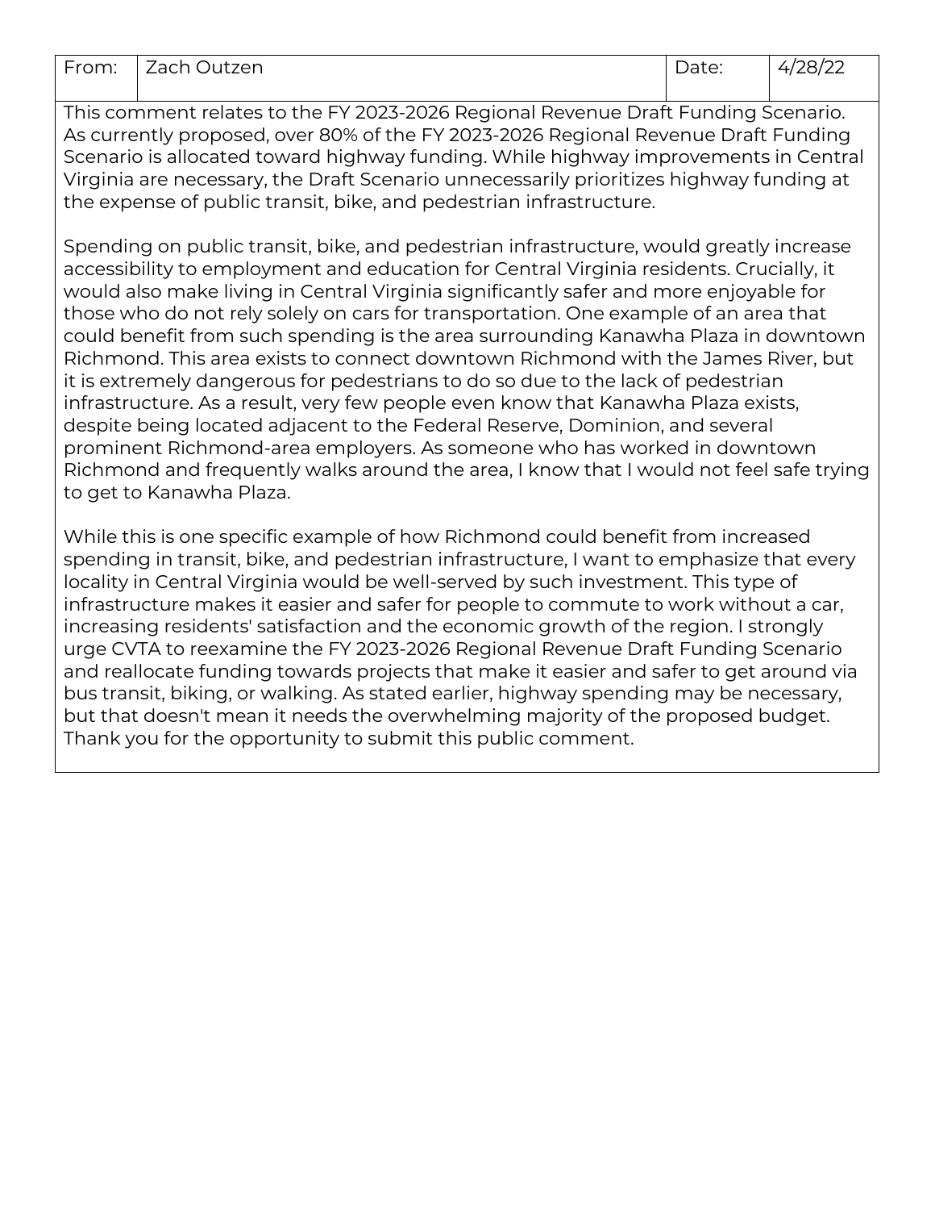| From: | Zach Outzen | Date: | 4/28/22 |
| --- | --- | --- | --- |

This comment relates to the FY 2023-2026 Regional Revenue Draft Funding Scenario. As currently proposed, over 80% of the FY 2023-2026 Regional Revenue Draft Funding Scenario is allocated toward highway funding. While highway improvements in Central Virginia are necessary, the Draft Scenario unnecessarily prioritizes highway funding at the expense of public transit, bike, and pedestrian infrastructure.

Spending on public transit, bike, and pedestrian infrastructure, would greatly increase accessibility to employment and education for Central Virginia residents. Crucially, it would also make living in Central Virginia significantly safer and more enjoyable for those who do not rely solely on cars for transportation. One example of an area that could benefit from such spending is the area surrounding Kanawha Plaza in downtown Richmond. This area exists to connect downtown Richmond with the James River, but it is extremely dangerous for pedestrians to do so due to the lack of pedestrian infrastructure. As a result, very few people even know that Kanawha Plaza exists, despite being located adjacent to the Federal Reserve, Dominion, and several prominent Richmond-area employers. As someone who has worked in downtown Richmond and frequently walks around the area, I know that I would not feel safe trying to get to Kanawha Plaza.

While this is one specific example of how Richmond could benefit from increased spending in transit, bike, and pedestrian infrastructure, I want to emphasize that every locality in Central Virginia would be well-served by such investment. This type of infrastructure makes it easier and safer for people to commute to work without a car, increasing residents' satisfaction and the economic growth of the region. I strongly urge CVTA to reexamine the FY 2023-2026 Regional Revenue Draft Funding Scenario and reallocate funding towards projects that make it easier and safer to get around via bus transit, biking, or walking. As stated earlier, highway spending may be necessary, but that doesn't mean it needs the overwhelming majority of the proposed budget. Thank you for the opportunity to submit this public comment.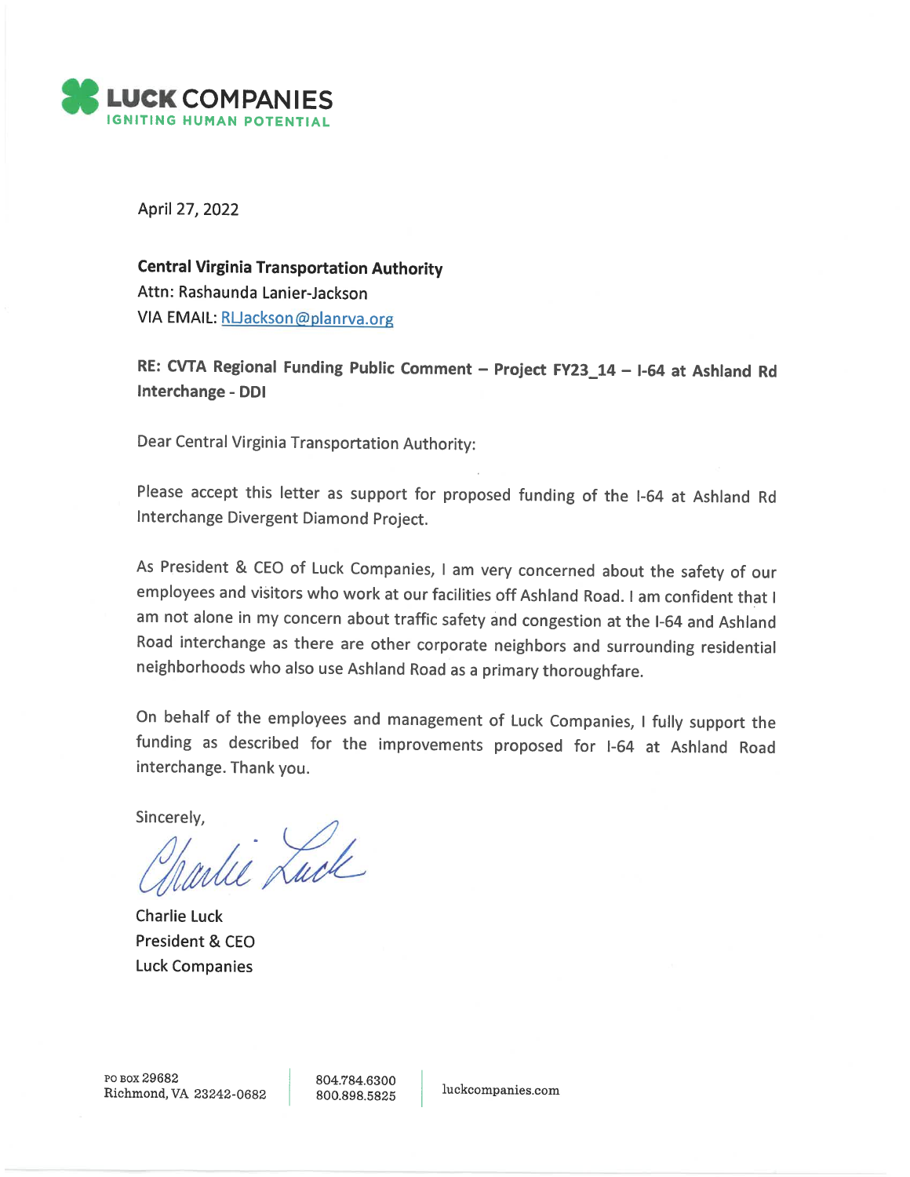**LUCK COMPANIES**
IGNITING HUMAN POTENTIAL

April 27, 2022

**Central Virginia Transportation Authority**
Attn: Rashaunda Lanier-Jackson
VIA EMAIL: RLJackson@planrva.org

**RE: CVTA Regional Funding Public Comment – Project FY23_14 – I-64 at Ashland Rd Interchange - DDI**

Dear Central Virginia Transportation Authority:

Please accept this letter as support for proposed funding of the I-64 at Ashland Rd Interchange Divergent Diamond Project.

As President & CEO of Luck Companies, I am very concerned about the safety of our employees and visitors who work at our facilities off Ashland Road. I am confident that I am not alone in my concern about traffic safety and congestion at the I-64 and Ashland Road interchange as there are other corporate neighbors and surrounding residential neighborhoods who also use Ashland Road as a primary thoroughfare.

On behalf of the employees and management of Luck Companies, I fully support the funding as described for the improvements proposed for I-64 at Ashland Road interchange. Thank you.

Sincerely,

Charlie Luck

Charlie Luck
President & CEO
Luck Companies

PO BOX 29682
Richmond, VA 23242-0682

804.784.6300
800.898.5825

luckcompanies.com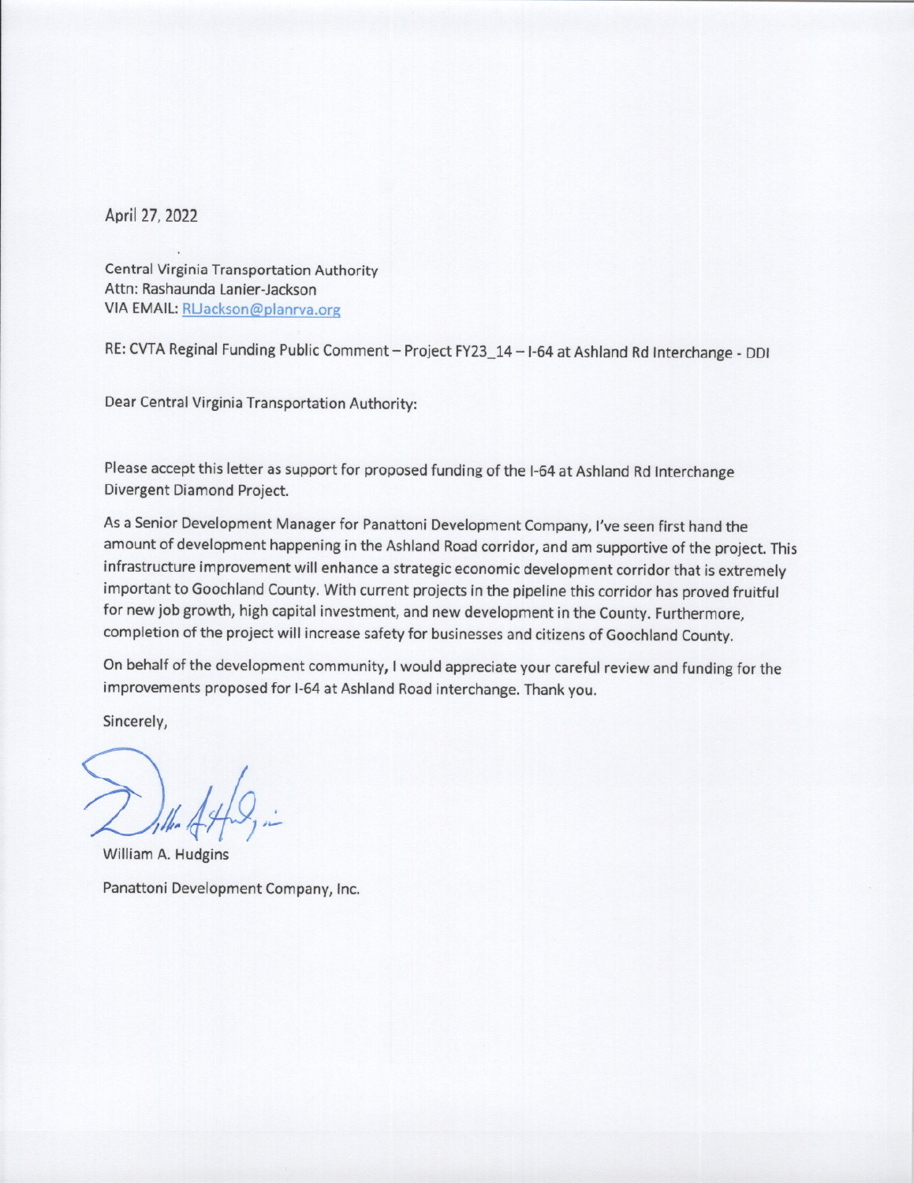April 27, 2022

Central Virginia Transportation Authority
Attn: Rashaunda Lanier-Jackson
VIA EMAIL: RLJackson@planrva.org

RE: CVTA Reginal Funding Public Comment – Project FY23_14 – I-64 at Ashland Rd Interchange - DDI

Dear Central Virginia Transportation Authority:

Please accept this letter as support for proposed funding of the I-64 at Ashland Rd Interchange Divergent Diamond Project.

As a Senior Development Manager for Panattoni Development Company, I've seen first hand the amount of development happening in the Ashland Road corridor, and am supportive of the project. This infrastructure improvement will enhance a strategic economic development corridor that is extremely important to Goochland County. With current projects in the pipeline this corridor has proved fruitful for new job growth, high capital investment, and new development in the County. Furthermore, completion of the project will increase safety for businesses and citizens of Goochland County.

On behalf of the development community, I would appreciate your careful review and funding for the improvements proposed for I-64 at Ashland Road interchange. Thank you.

Sincerely,

William A. Hudgins

Panattoni Development Company, Inc.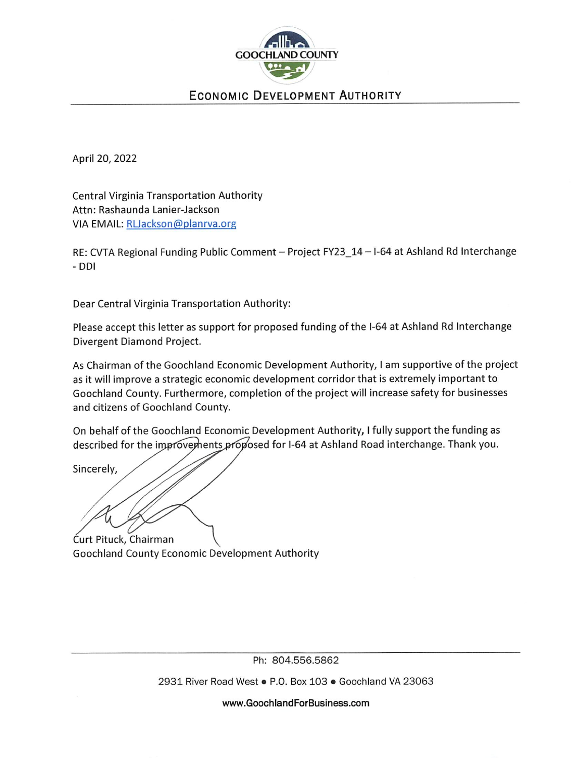GOOCHLAND COUNTY

## ECONOMIC DEVELOPMENT AUTHORITY

April 20, 2022

Central Virginia Transportation Authority
Attn: Rashaunda Lanier-Jackson
VIA EMAIL: RLJackson@planrva.org

RE: CVTA Regional Funding Public Comment – Project FY23_14 – I-64 at Ashland Rd Interchange - DDI

Dear Central Virginia Transportation Authority:

Please accept this letter as support for proposed funding of the I-64 at Ashland Rd Interchange Divergent Diamond Project.

As Chairman of the Goochland Economic Development Authority, I am supportive of the project as it will improve a strategic economic development corridor that is extremely important to Goochland County. Furthermore, completion of the project will increase safety for businesses and citizens of Goochland County.

On behalf of the Goochland Economic Development Authority, I fully support the funding as described for the improvements proposed for I-64 at Ashland Road interchange. Thank you.

Sincerely,

Curt Pituck, Chairman
Goochland County Economic Development Authority

Ph: 804.556.5862

2931 River Road West • P.O. Box 103 • Goochland VA 23063

**www.GoochlandForBusiness.com**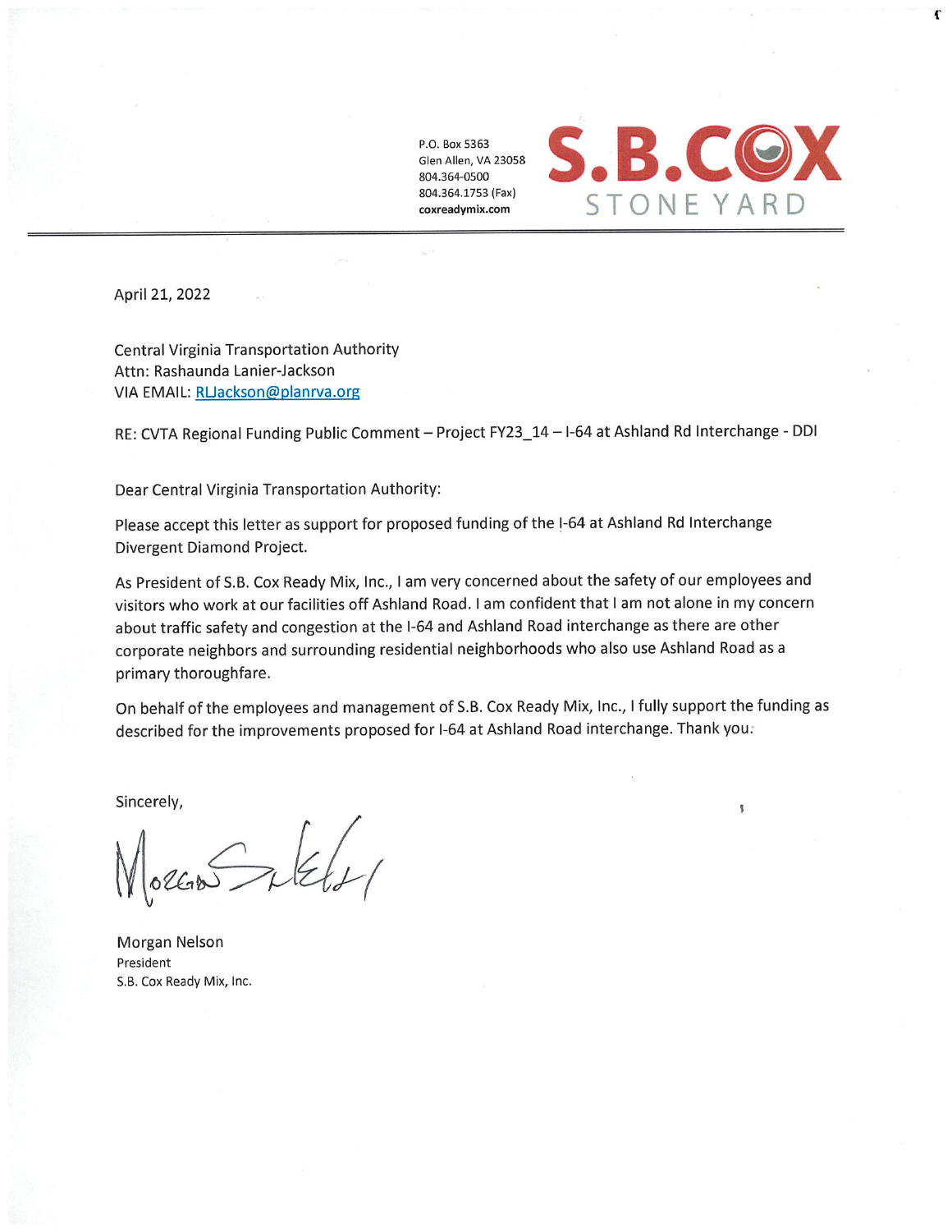P.O. Box 5363
Glen Allen, VA 23058
804.364-0500
804.364.1753 (Fax)
**coxreadymix.com**

**S.B.COX**
STONE YARD

---

April 21, 2022

Central Virginia Transportation Authority
Attn: Rashaunda Lanier-Jackson
VIA EMAIL: RLJackson@planrva.org

RE: CVTA Regional Funding Public Comment – Project FY23_14 – I-64 at Ashland Rd Interchange - DDI

Dear Central Virginia Transportation Authority:

Please accept this letter as support for proposed funding of the I-64 at Ashland Rd Interchange Divergent Diamond Project.

As President of S.B. Cox Ready Mix, Inc., I am very concerned about the safety of our employees and visitors who work at our facilities off Ashland Road. I am confident that I am not alone in my concern about traffic safety and congestion at the I-64 and Ashland Road interchange as there are other corporate neighbors and surrounding residential neighborhoods who also use Ashland Road as a primary thoroughfare.

On behalf of the employees and management of S.B. Cox Ready Mix, Inc., I fully support the funding as described for the improvements proposed for I-64 at Ashland Road interchange. Thank you.

Sincerely,

Morgan Nelson
President
S.B. Cox Ready Mix, Inc.